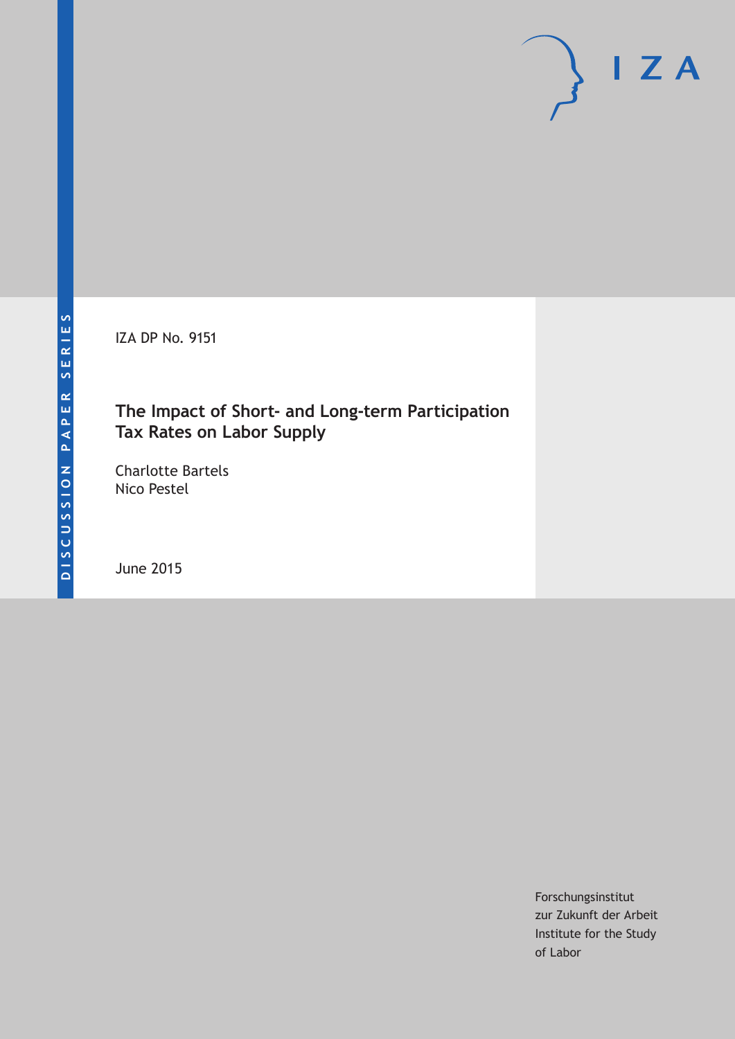DISCUSSION PAPER SERIES

IZA

IZA DP No. 9151

# The Impact of Short- and Long-term Participation Tax Rates on Labor Supply

Charlotte Bartels
Nico Pestel

June 2015

Forschungsinstitut
zur Zukunft der Arbeit
Institute for the Study
of Labor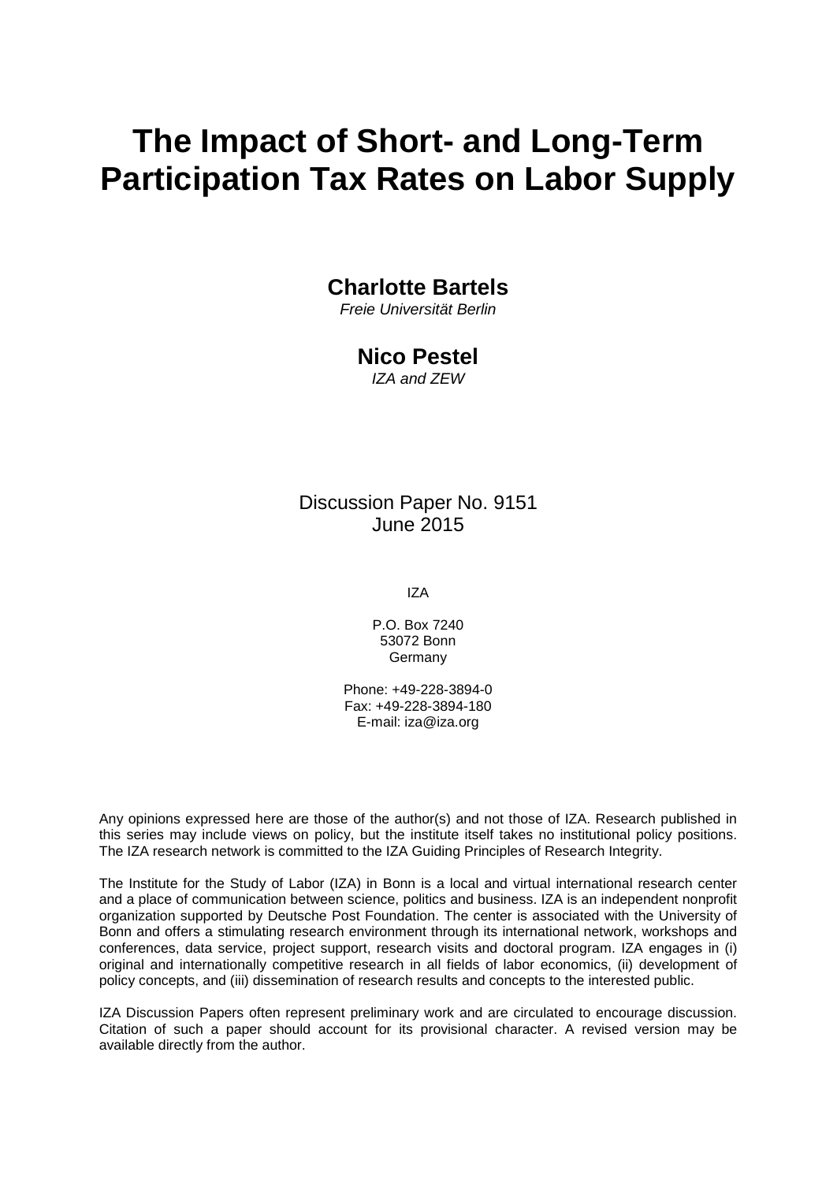# The Impact of Short- and Long-Term Participation Tax Rates on Labor Supply

**Charlotte Bartels**
*Freie Universität Berlin*

**Nico Pestel**
*IZA and ZEW*

Discussion Paper No. 9151
June 2015

IZA

P.O. Box 7240
53072 Bonn
Germany

Phone: +49-228-3894-0
Fax: +49-228-3894-180
E-mail: iza@iza.org

Any opinions expressed here are those of the author(s) and not those of IZA. Research published in this series may include views on policy, but the institute itself takes no institutional policy positions. The IZA research network is committed to the IZA Guiding Principles of Research Integrity.

The Institute for the Study of Labor (IZA) in Bonn is a local and virtual international research center and a place of communication between science, politics and business. IZA is an independent nonprofit organization supported by Deutsche Post Foundation. The center is associated with the University of Bonn and offers a stimulating research environment through its international network, workshops and conferences, data service, project support, research visits and doctoral program. IZA engages in (i) original and internationally competitive research in all fields of labor economics, (ii) development of policy concepts, and (iii) dissemination of research results and concepts to the interested public.

IZA Discussion Papers often represent preliminary work and are circulated to encourage discussion. Citation of such a paper should account for its provisional character. A revised version may be available directly from the author.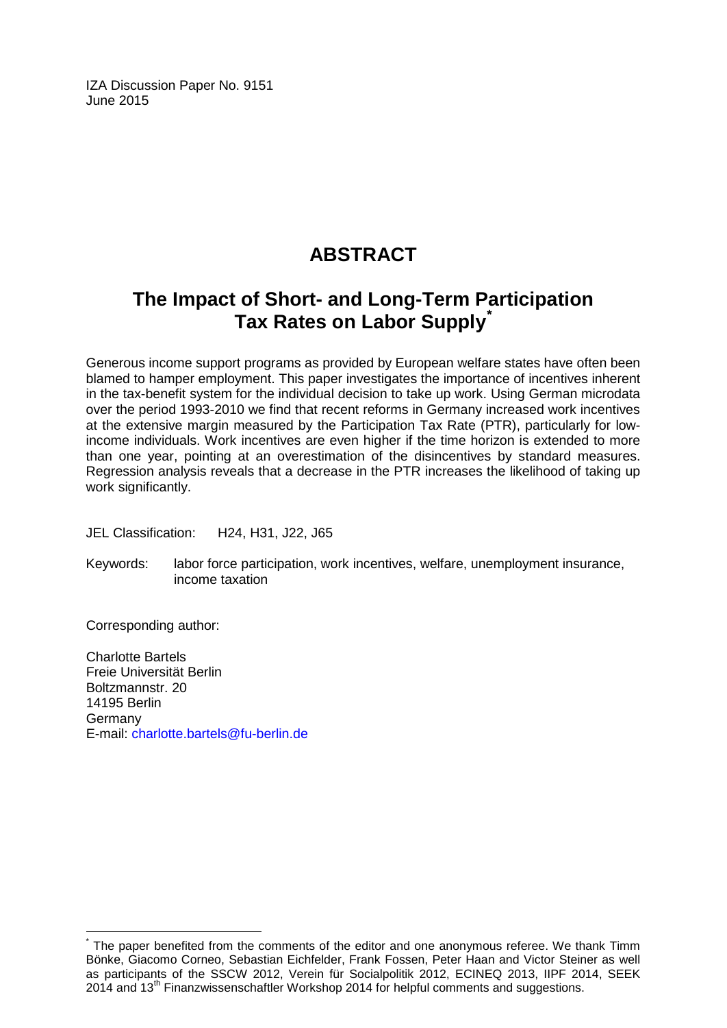IZA Discussion Paper No. 9151
June 2015

# ABSTRACT

## The Impact of Short- and Long-Term Participation Tax Rates on Labor Supply*

Generous income support programs as provided by European welfare states have often been blamed to hamper employment. This paper investigates the importance of incentives inherent in the tax-benefit system for the individual decision to take up work. Using German microdata over the period 1993-2010 we find that recent reforms in Germany increased work incentives at the extensive margin measured by the Participation Tax Rate (PTR), particularly for low-income individuals. Work incentives are even higher if the time horizon is extended to more than one year, pointing at an overestimation of the disincentives by standard measures. Regression analysis reveals that a decrease in the PTR increases the likelihood of taking up work significantly.

JEL Classification: H24, H31, J22, J65

Keywords: labor force participation, work incentives, welfare, unemployment insurance, income taxation

Corresponding author:

Charlotte Bartels
Freie Universität Berlin
Boltzmannstr. 20
14195 Berlin
Germany
E-mail: charlotte.bartels@fu-berlin.de

---

* The paper benefited from the comments of the editor and one anonymous referee. We thank Timm Bönke, Giacomo Corneo, Sebastian Eichfelder, Frank Fossen, Peter Haan and Victor Steiner as well as participants of the SSCW 2012, Verein für Socialpolitik 2012, ECINEQ 2013, IIPF 2014, SEEK 2014 and 13th Finanzwissenschaftler Workshop 2014 for helpful comments and suggestions.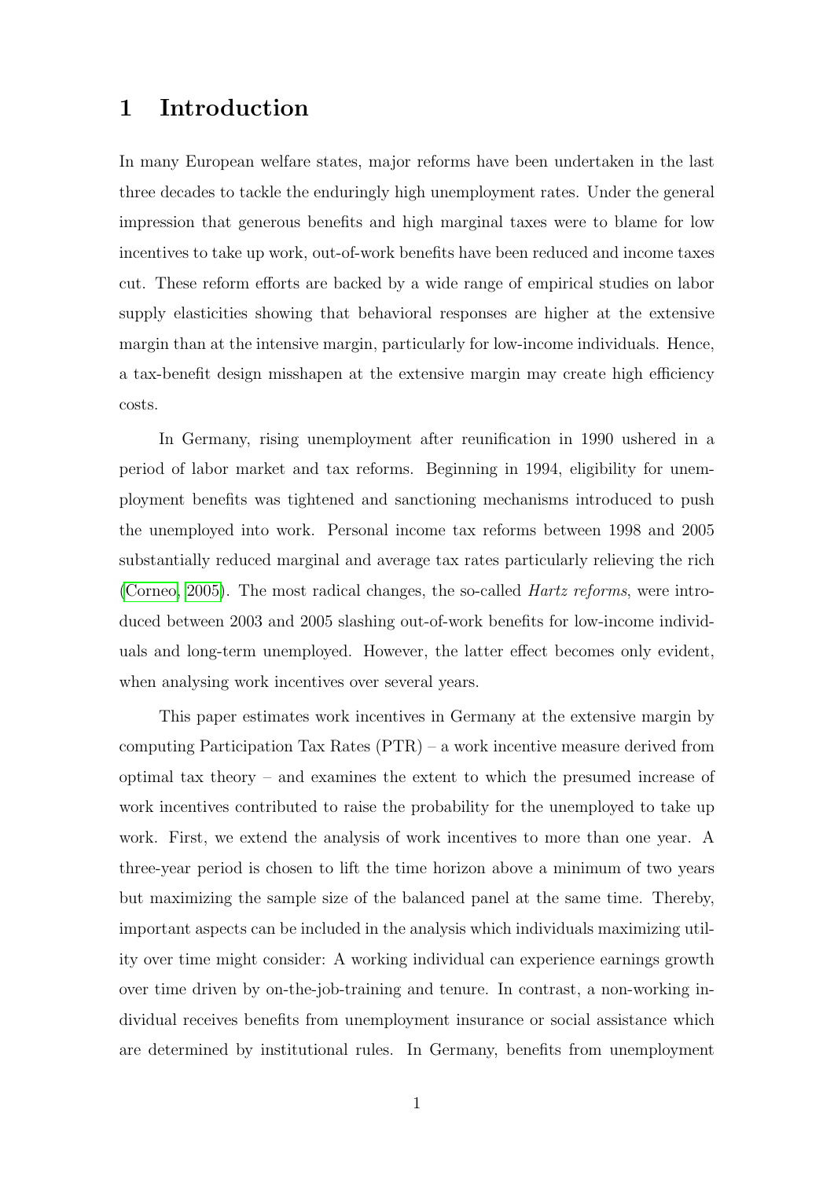# 1 Introduction

In many European welfare states, major reforms have been undertaken in the last three decades to tackle the enduringly high unemployment rates. Under the general impression that generous benefits and high marginal taxes were to blame for low incentives to take up work, out-of-work benefits have been reduced and income taxes cut. These reform efforts are backed by a wide range of empirical studies on labor supply elasticities showing that behavioral responses are higher at the extensive margin than at the intensive margin, particularly for low-income individuals. Hence, a tax-benefit design misshapen at the extensive margin may create high efficiency costs.

In Germany, rising unemployment after reunification in 1990 ushered in a period of labor market and tax reforms. Beginning in 1994, eligibility for unemployment benefits was tightened and sanctioning mechanisms introduced to push the unemployed into work. Personal income tax reforms between 1998 and 2005 substantially reduced marginal and average tax rates particularly relieving the rich (Corneo, 2005). The most radical changes, the so-called *Hartz reforms*, were introduced between 2003 and 2005 slashing out-of-work benefits for low-income individuals and long-term unemployed. However, the latter effect becomes only evident, when analysing work incentives over several years.

This paper estimates work incentives in Germany at the extensive margin by computing Participation Tax Rates (PTR) – a work incentive measure derived from optimal tax theory – and examines the extent to which the presumed increase of work incentives contributed to raise the probability for the unemployed to take up work. First, we extend the analysis of work incentives to more than one year. A three-year period is chosen to lift the time horizon above a minimum of two years but maximizing the sample size of the balanced panel at the same time. Thereby, important aspects can be included in the analysis which individuals maximizing utility over time might consider: A working individual can experience earnings growth over time driven by on-the-job-training and tenure. In contrast, a non-working individual receives benefits from unemployment insurance or social assistance which are determined by institutional rules. In Germany, benefits from unemployment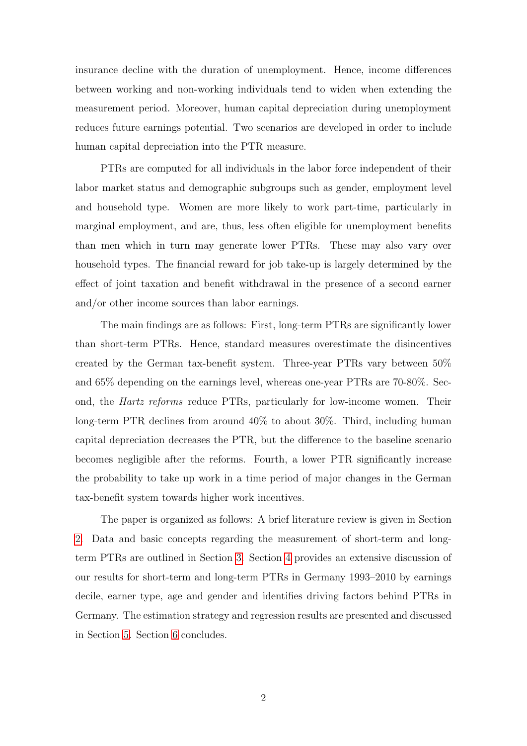insurance decline with the duration of unemployment. Hence, income differences between working and non-working individuals tend to widen when extending the measurement period. Moreover, human capital depreciation during unemployment reduces future earnings potential. Two scenarios are developed in order to include human capital depreciation into the PTR measure.

PTRs are computed for all individuals in the labor force independent of their labor market status and demographic subgroups such as gender, employment level and household type. Women are more likely to work part-time, particularly in marginal employment, and are, thus, less often eligible for unemployment benefits than men which in turn may generate lower PTRs. These may also vary over household types. The financial reward for job take-up is largely determined by the effect of joint taxation and benefit withdrawal in the presence of a second earner and/or other income sources than labor earnings.

The main findings are as follows: First, long-term PTRs are significantly lower than short-term PTRs. Hence, standard measures overestimate the disincentives created by the German tax-benefit system. Three-year PTRs vary between 50% and 65% depending on the earnings level, whereas one-year PTRs are 70-80%. Second, the *Hartz reforms* reduce PTRs, particularly for low-income women. Their long-term PTR declines from around 40% to about 30%. Third, including human capital depreciation decreases the PTR, but the difference to the baseline scenario becomes negligible after the reforms. Fourth, a lower PTR significantly increase the probability to take up work in a time period of major changes in the German tax-benefit system towards higher work incentives.

The paper is organized as follows: A brief literature review is given in Section 2. Data and basic concepts regarding the measurement of short-term and long-term PTRs are outlined in Section 3. Section 4 provides an extensive discussion of our results for short-term and long-term PTRs in Germany 1993–2010 by earnings decile, earner type, age and gender and identifies driving factors behind PTRs in Germany. The estimation strategy and regression results are presented and discussed in Section 5. Section 6 concludes.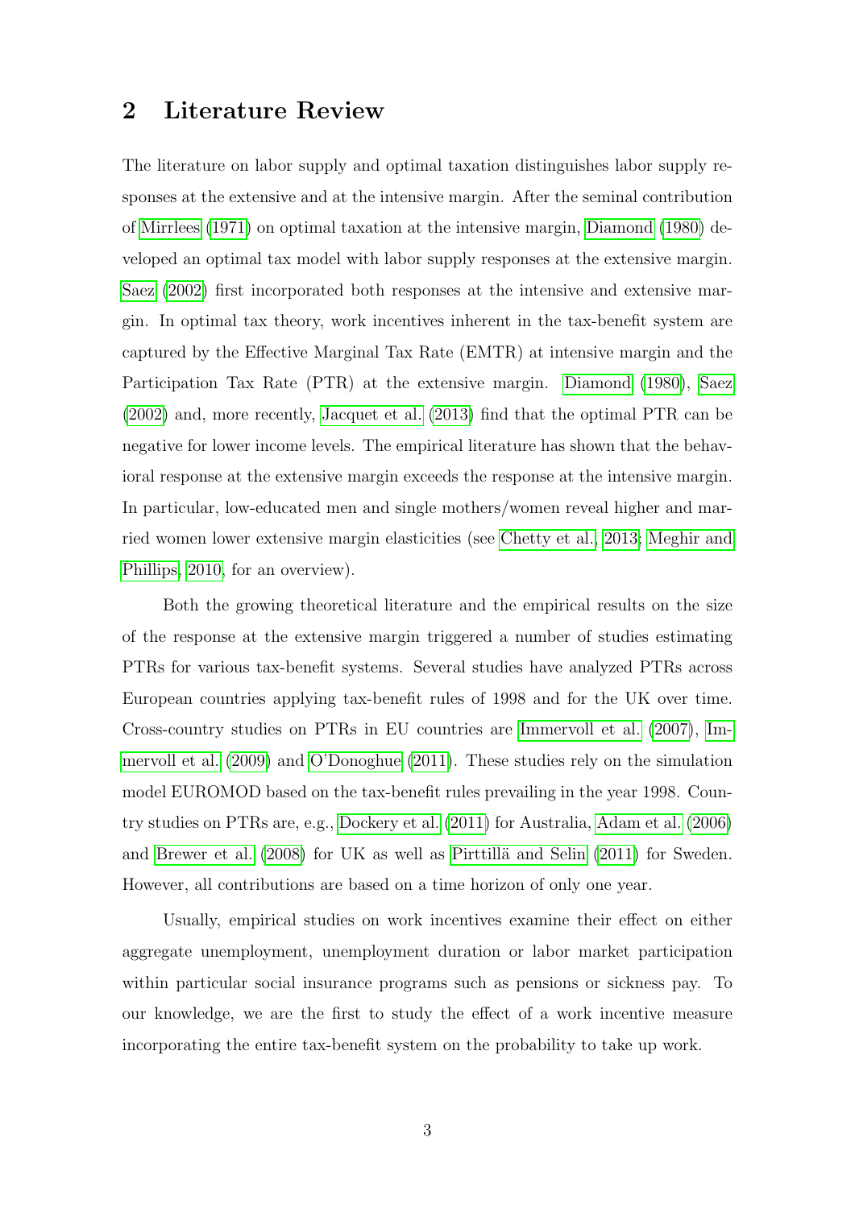## 2 Literature Review

The literature on labor supply and optimal taxation distinguishes labor supply responses at the extensive and at the intensive margin. After the seminal contribution of Mirrlees (1971) on optimal taxation at the intensive margin, Diamond (1980) developed an optimal tax model with labor supply responses at the extensive margin. Saez (2002) first incorporated both responses at the intensive and extensive margin. In optimal tax theory, work incentives inherent in the tax-benefit system are captured by the Effective Marginal Tax Rate (EMTR) at intensive margin and the Participation Tax Rate (PTR) at the extensive margin. Diamond (1980), Saez (2002) and, more recently, Jacquet et al. (2013) find that the optimal PTR can be negative for lower income levels. The empirical literature has shown that the behavioral response at the extensive margin exceeds the response at the intensive margin. In particular, low-educated men and single mothers/women reveal higher and married women lower extensive margin elasticities (see Chetty et al., 2013; Meghir and Phillips, 2010, for an overview).

Both the growing theoretical literature and the empirical results on the size of the response at the extensive margin triggered a number of studies estimating PTRs for various tax-benefit systems. Several studies have analyzed PTRs across European countries applying tax-benefit rules of 1998 and for the UK over time. Cross-country studies on PTRs in EU countries are Immervoll et al. (2007), Immervoll et al. (2009) and O'Donoghue (2011). These studies rely on the simulation model EUROMOD based on the tax-benefit rules prevailing in the year 1998. Country studies on PTRs are, e.g., Dockery et al. (2011) for Australia, Adam et al. (2006) and Brewer et al. (2008) for UK as well as Pirttilä and Selin (2011) for Sweden. However, all contributions are based on a time horizon of only one year.

Usually, empirical studies on work incentives examine their effect on either aggregate unemployment, unemployment duration or labor market participation within particular social insurance programs such as pensions or sickness pay. To our knowledge, we are the first to study the effect of a work incentive measure incorporating the entire tax-benefit system on the probability to take up work.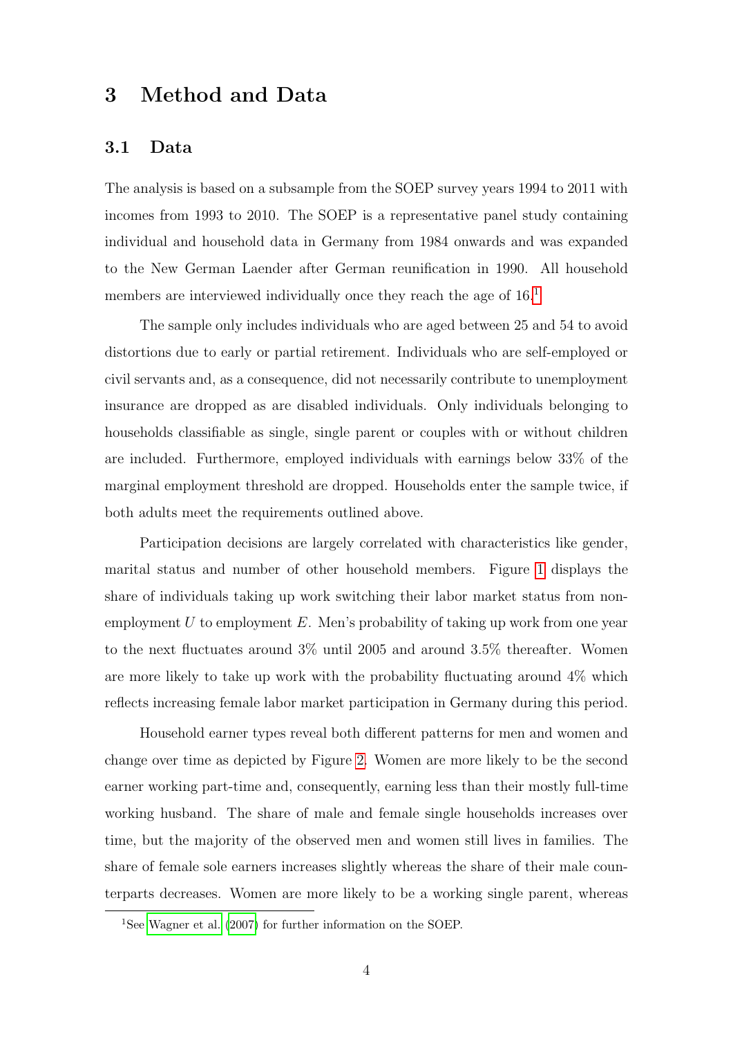# 3 Method and Data

## 3.1 Data

The analysis is based on a subsample from the SOEP survey years 1994 to 2011 with incomes from 1993 to 2010. The SOEP is a representative panel study containing individual and household data in Germany from 1984 onwards and was expanded to the New German Laender after German reunification in 1990. All household members are interviewed individually once they reach the age of 16.[1]

The sample only includes individuals who are aged between 25 and 54 to avoid distortions due to early or partial retirement. Individuals who are self-employed or civil servants and, as a consequence, did not necessarily contribute to unemployment insurance are dropped as are disabled individuals. Only individuals belonging to households classifiable as single, single parent or couples with or without children are included. Furthermore, employed individuals with earnings below 33% of the marginal employment threshold are dropped. Households enter the sample twice, if both adults meet the requirements outlined above.

Participation decisions are largely correlated with characteristics like gender, marital status and number of other household members. Figure 1 displays the share of individuals taking up work switching their labor market status from non-employment $U$ to employment $E$. Men's probability of taking up work from one year to the next fluctuates around 3% until 2005 and around 3.5% thereafter. Women are more likely to take up work with the probability fluctuating around 4% which reflects increasing female labor market participation in Germany during this period.

Household earner types reveal both different patterns for men and women and change over time as depicted by Figure 2. Women are more likely to be the second earner working part-time and, consequently, earning less than their mostly full-time working husband. The share of male and female single households increases over time, but the majority of the observed men and women still lives in families. The share of female sole earners increases slightly whereas the share of their male counterparts decreases. Women are more likely to be a working single parent, whereas

[1] See Wagner et al. (2007) for further information on the SOEP.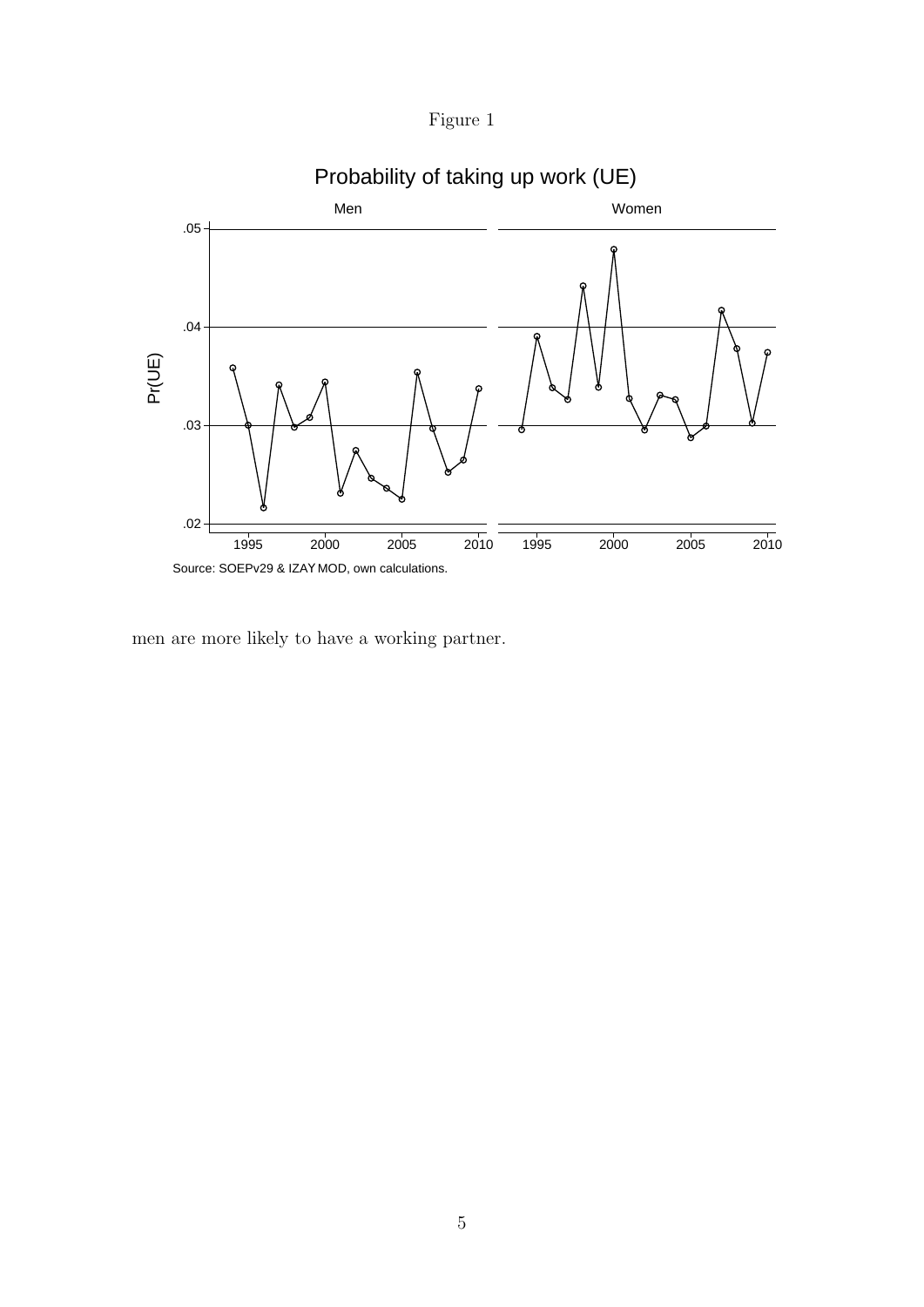Figure 1

men are more likely to have a working partner.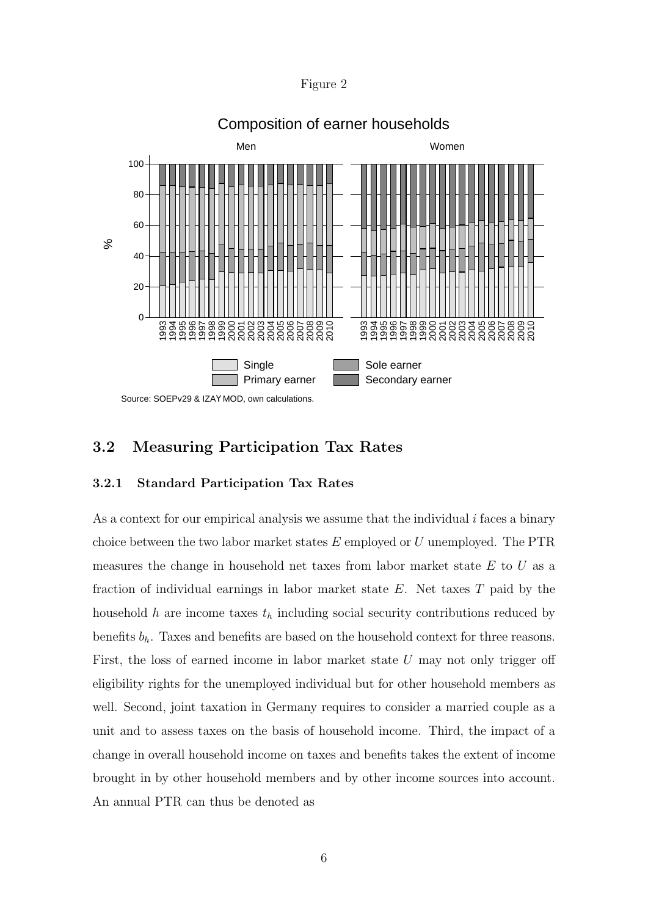Figure 2

Composition of earner households

Source: SOEPv29 & IZAY MOD, own calculations.

### 3.2 Measuring Participation Tax Rates

#### 3.2.1 Standard Participation Tax Rates

As a context for our empirical analysis we assume that the individual $i$ faces a binary choice between the two labor market states $E$ employed or $U$ unemployed. The PTR measures the change in household net taxes from labor market state $E$ to $U$ as a fraction of individual earnings in labor market state $E$. Net taxes $T$ paid by the household $h$ are income taxes $t_h$ including social security contributions reduced by benefits $b_h$. Taxes and benefits are based on the household context for three reasons. First, the loss of earned income in labor market state $U$ may not only trigger off eligibility rights for the unemployed individual but for other household members as well. Second, joint taxation in Germany requires to consider a married couple as a unit and to assess taxes on the basis of household income. Third, the impact of a change in overall household income on taxes and benefits takes the extent of income brought in by other household members and by other income sources into account. An annual PTR can thus be denoted as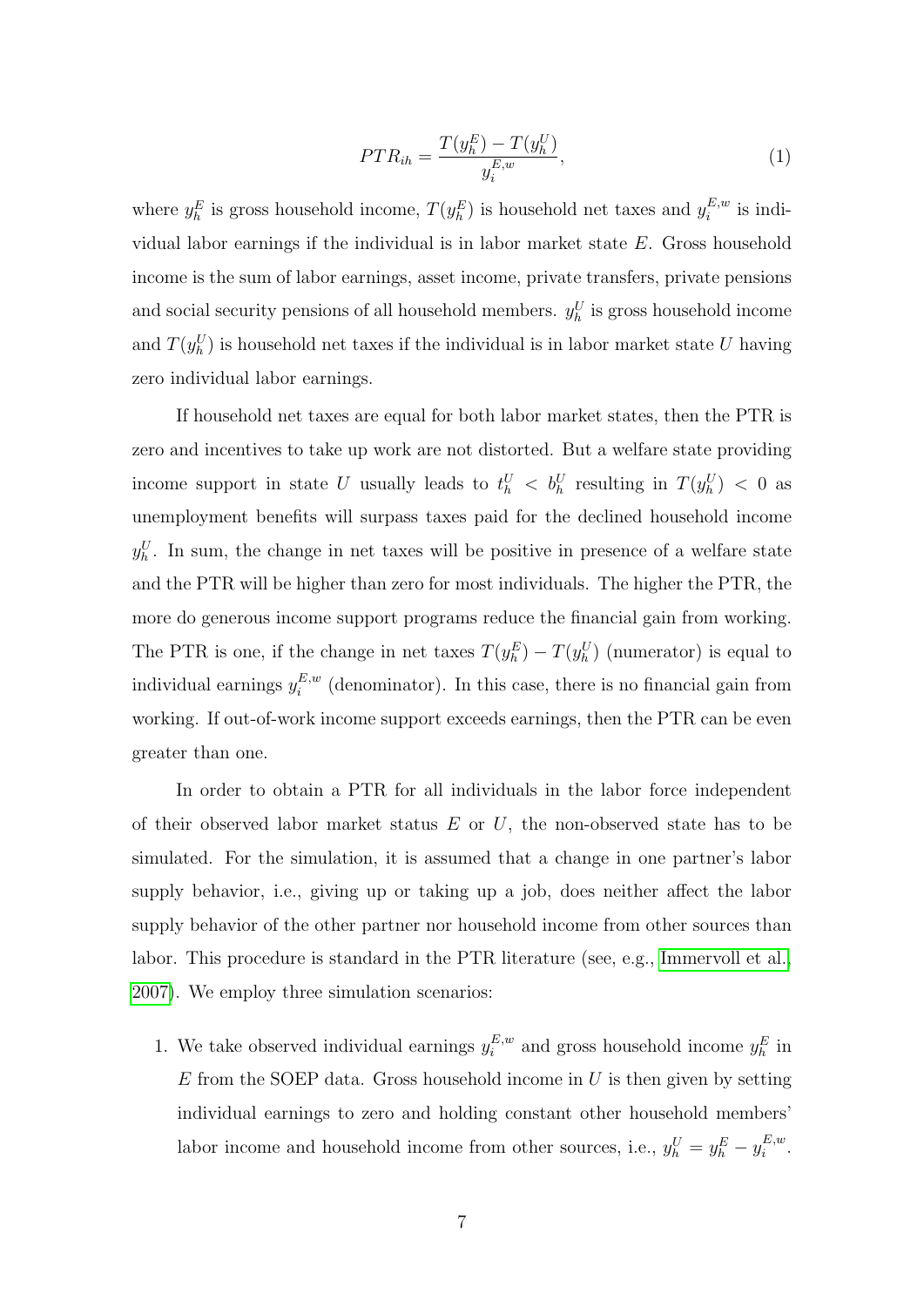$$PTR_{ih} = \frac{T(y_h^E) - T(y_h^U)}{y_i^{E,w}}, \tag{1}$$

where $y_h^E$ is gross household income, $T(y_h^E)$ is household net taxes and $y_i^{E,w}$ is individual labor earnings if the individual is in labor market state $E$. Gross household income is the sum of labor earnings, asset income, private transfers, private pensions and social security pensions of all household members. $y_h^U$ is gross household income and $T(y_h^U)$ is household net taxes if the individual is in labor market state $U$ having zero individual labor earnings.

If household net taxes are equal for both labor market states, then the PTR is zero and incentives to take up work are not distorted. But a welfare state providing income support in state $U$ usually leads to $t_h^U < b_h^U$ resulting in $T(y_h^U) < 0$ as unemployment benefits will surpass taxes paid for the declined household income $y_h^U$. In sum, the change in net taxes will be positive in presence of a welfare state and the PTR will be higher than zero for most individuals. The higher the PTR, the more do generous income support programs reduce the financial gain from working. The PTR is one, if the change in net taxes $T(y_h^E) - T(y_h^U)$ (numerator) is equal to individual earnings $y_i^{E,w}$ (denominator). In this case, there is no financial gain from working. If out-of-work income support exceeds earnings, then the PTR can be even greater than one.

In order to obtain a PTR for all individuals in the labor force independent of their observed labor market status $E$ or $U$, the non-observed state has to be simulated. For the simulation, it is assumed that a change in one partner's labor supply behavior, i.e., giving up or taking up a job, does neither affect the labor supply behavior of the other partner nor household income from other sources than labor. This procedure is standard in the PTR literature (see, e.g., Immervoll et al., 2007). We employ three simulation scenarios:

1. We take observed individual earnings $y_i^{E,w}$ and gross household income $y_h^E$ in $E$ from the SOEP data. Gross household income in $U$ is then given by setting individual earnings to zero and holding constant other household members' labor income and household income from other sources, i.e., $y_h^U = y_h^E - y_i^{E,w}$.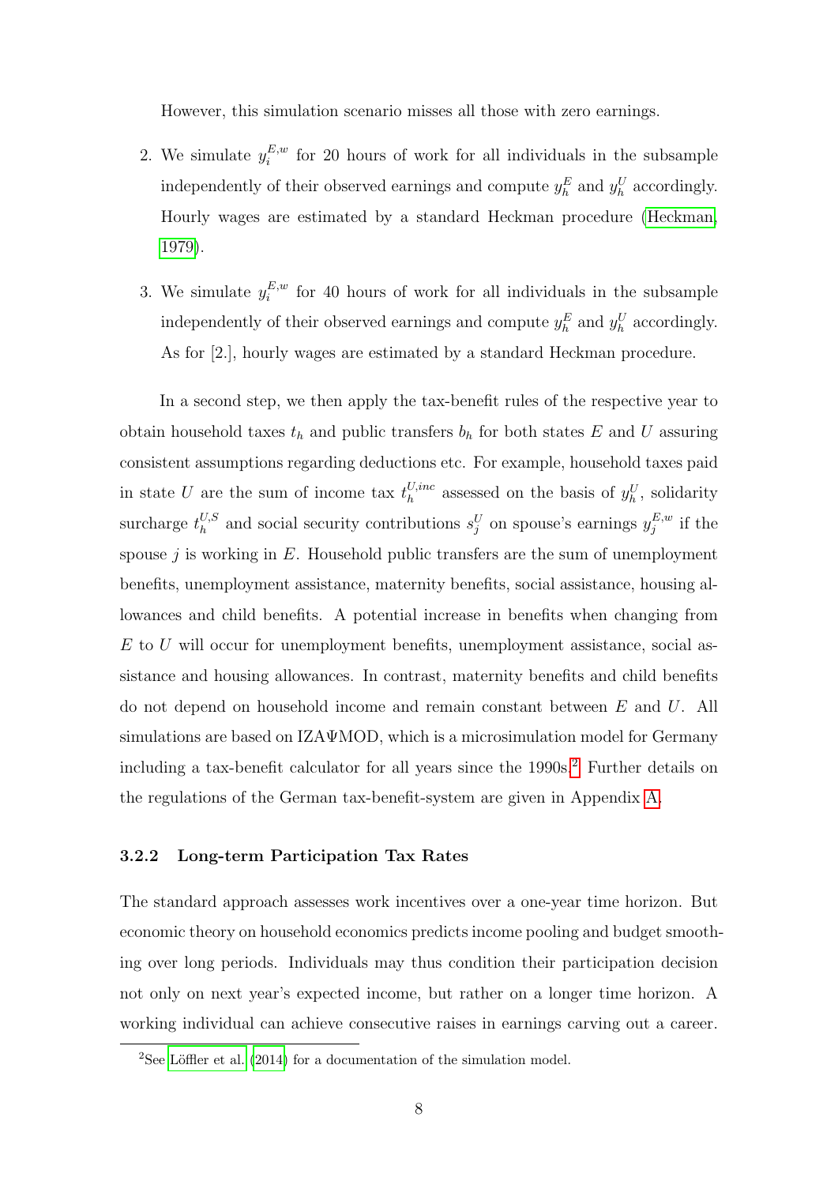However, this simulation scenario misses all those with zero earnings.

2. We simulate $y_i^{E,w}$ for 20 hours of work for all individuals in the subsample independently of their observed earnings and compute $y_h^E$ and $y_h^U$ accordingly. Hourly wages are estimated by a standard Heckman procedure (Heckman, 1979).

3. We simulate $y_i^{E,w}$ for 40 hours of work for all individuals in the subsample independently of their observed earnings and compute $y_h^E$ and $y_h^U$ accordingly. As for [2.], hourly wages are estimated by a standard Heckman procedure.

In a second step, we then apply the tax-benefit rules of the respective year to obtain household taxes $t_h$ and public transfers $b_h$ for both states $E$ and $U$ assuring consistent assumptions regarding deductions etc. For example, household taxes paid in state $U$ are the sum of income tax $t_h^{U,inc}$ assessed on the basis of $y_h^U$, solidarity surcharge $t_h^{U,S}$ and social security contributions $s_j^U$ on spouse's earnings $y_j^{E,w}$ if the spouse $j$ is working in $E$. Household public transfers are the sum of unemployment benefits, unemployment assistance, maternity benefits, social assistance, housing allowances and child benefits. A potential increase in benefits when changing from $E$ to $U$ will occur for unemployment benefits, unemployment assistance, social assistance and housing allowances. In contrast, maternity benefits and child benefits do not depend on household income and remain constant between $E$ and $U$. All simulations are based on IZAΨMOD, which is a microsimulation model for Germany including a tax-benefit calculator for all years since the 1990s.[2] Further details on the regulations of the German tax-benefit-system are given in Appendix A.

### 3.2.2 Long-term Participation Tax Rates

The standard approach assesses work incentives over a one-year time horizon. But economic theory on household economics predicts income pooling and budget smoothing over long periods. Individuals may thus condition their participation decision not only on next year's expected income, but rather on a longer time horizon. A working individual can achieve consecutive raises in earnings carving out a career.

[2] See Löffler et al. (2014) for a documentation of the simulation model.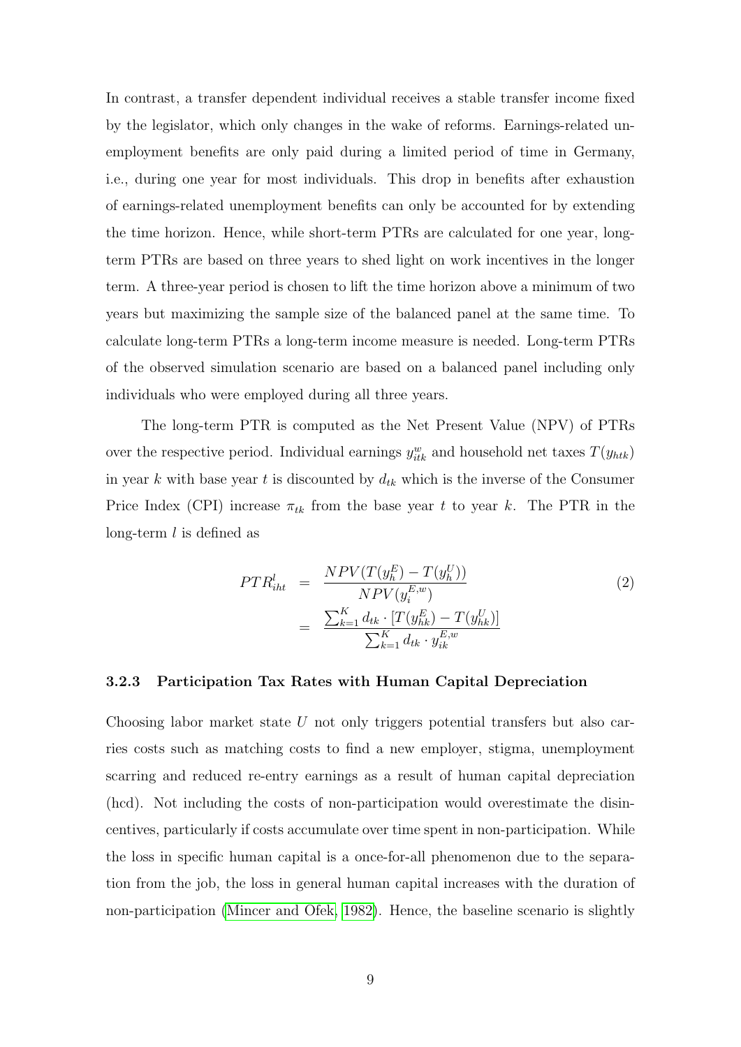In contrast, a transfer dependent individual receives a stable transfer income fixed by the legislator, which only changes in the wake of reforms. Earnings-related unemployment benefits are only paid during a limited period of time in Germany, i.e., during one year for most individuals. This drop in benefits after exhaustion of earnings-related unemployment benefits can only be accounted for by extending the time horizon. Hence, while short-term PTRs are calculated for one year, long-term PTRs are based on three years to shed light on work incentives in the longer term. A three-year period is chosen to lift the time horizon above a minimum of two years but maximizing the sample size of the balanced panel at the same time. To calculate long-term PTRs a long-term income measure is needed. Long-term PTRs of the observed simulation scenario are based on a balanced panel including only individuals who were employed during all three years.

The long-term PTR is computed as the Net Present Value (NPV) of PTRs over the respective period. Individual earnings $y_{itk}^{w}$ and household net taxes $T(y_{htk})$ in year $k$ with base year $t$ is discounted by $d_{tk}$ which is the inverse of the Consumer Price Index (CPI) increase $\pi_{tk}$ from the base year $t$ to year $k$. The PTR in the long-term $l$ is defined as

$$
\begin{aligned}
PTR_{iht}^{l} &= \frac{NPV(T(y_h^E) - T(y_h^U))}{NPV(y_i^{E,w})} \\
&= \frac{\sum_{k=1}^{K} d_{tk} \cdot [T(y_{hk}^E) - T(y_{hk}^U)]}{\sum_{k=1}^{K} d_{tk} \cdot y_{ik}^{E,w}}
\end{aligned}
\tag{2}
$$

### 3.2.3 Participation Tax Rates with Human Capital Depreciation

Choosing labor market state $U$ not only triggers potential transfers but also carries costs such as matching costs to find a new employer, stigma, unemployment scarring and reduced re-entry earnings as a result of human capital depreciation (hcd). Not including the costs of non-participation would overestimate the disincentives, particularly if costs accumulate over time spent in non-participation. While the loss in specific human capital is a once-for-all phenomenon due to the separation from the job, the loss in general human capital increases with the duration of non-participation (Mincer and Ofek, 1982). Hence, the baseline scenario is slightly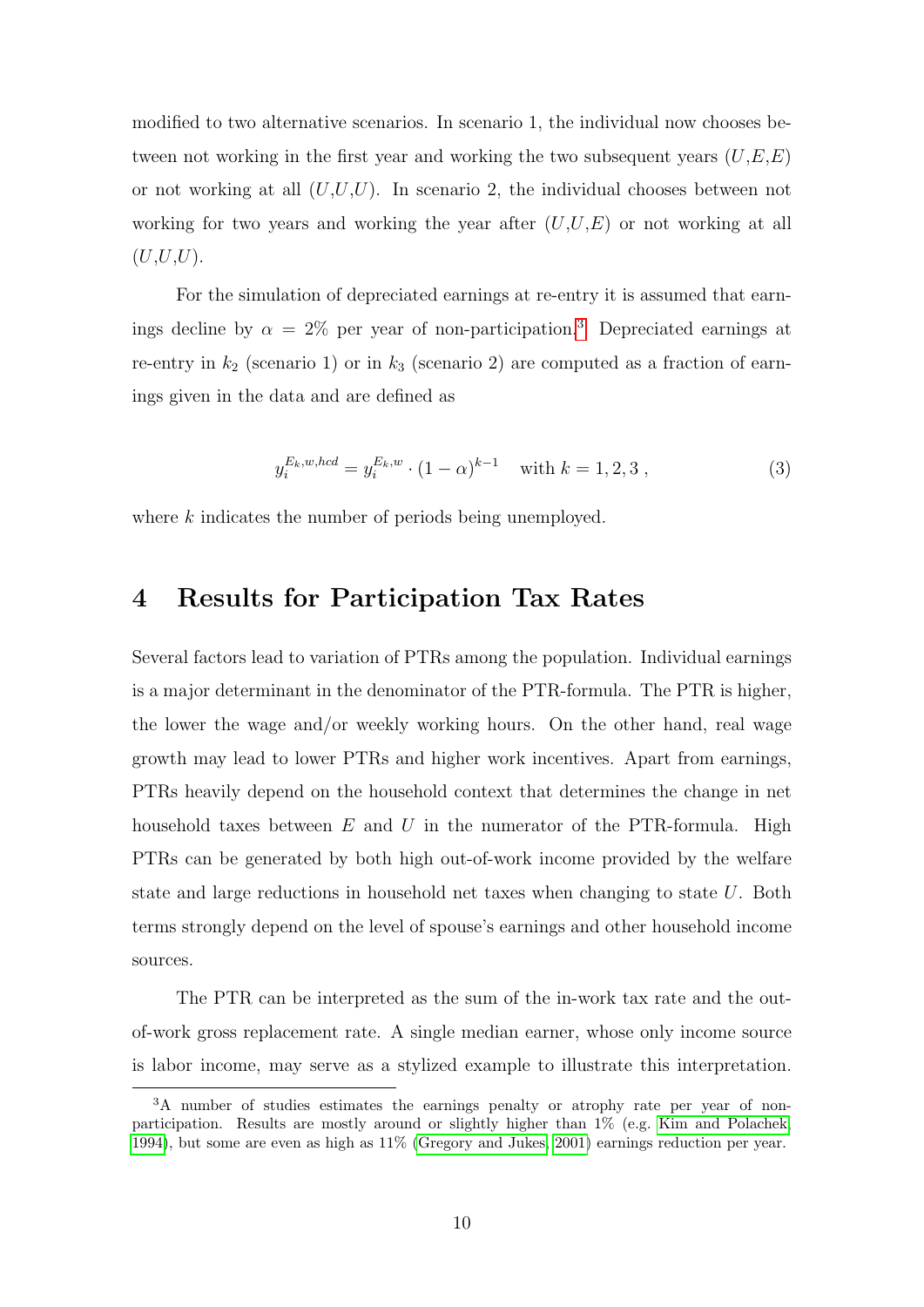modified to two alternative scenarios. In scenario 1, the individual now chooses between not working in the first year and working the two subsequent years ($U$,$E$,$E$) or not working at all ($U$,$U$,$U$). In scenario 2, the individual chooses between not working for two years and working the year after ($U$,$U$,$E$) or not working at all ($U$,$U$,$U$).

For the simulation of depreciated earnings at re-entry it is assumed that earnings decline by $\alpha = 2\%$ per year of non-participation.[3] Depreciated earnings at re-entry in $k_2$ (scenario 1) or in $k_3$ (scenario 2) are computed as a fraction of earnings given in the data and are defined as

$$y_i^{E_k,w,hcd} = y_i^{E_k,w} \cdot (1-\alpha)^{k-1} \quad \text{with } k = 1,2,3 \,, \tag{3}$$

where $k$ indicates the number of periods being unemployed.

# 4 Results for Participation Tax Rates

Several factors lead to variation of PTRs among the population. Individual earnings is a major determinant in the denominator of the PTR-formula. The PTR is higher, the lower the wage and/or weekly working hours. On the other hand, real wage growth may lead to lower PTRs and higher work incentives. Apart from earnings, PTRs heavily depend on the household context that determines the change in net household taxes between $E$ and $U$ in the numerator of the PTR-formula. High PTRs can be generated by both high out-of-work income provided by the welfare state and large reductions in household net taxes when changing to state $U$. Both terms strongly depend on the level of spouse's earnings and other household income sources.

The PTR can be interpreted as the sum of the in-work tax rate and the out-of-work gross replacement rate. A single median earner, whose only income source is labor income, may serve as a stylized example to illustrate this interpretation.

[3] A number of studies estimates the earnings penalty or atrophy rate per year of non-participation. Results are mostly around or slightly higher than 1% (e.g. Kim and Polachek 1994), but some are even as high as 11% (Gregory and Jukes 2001) earnings reduction per year.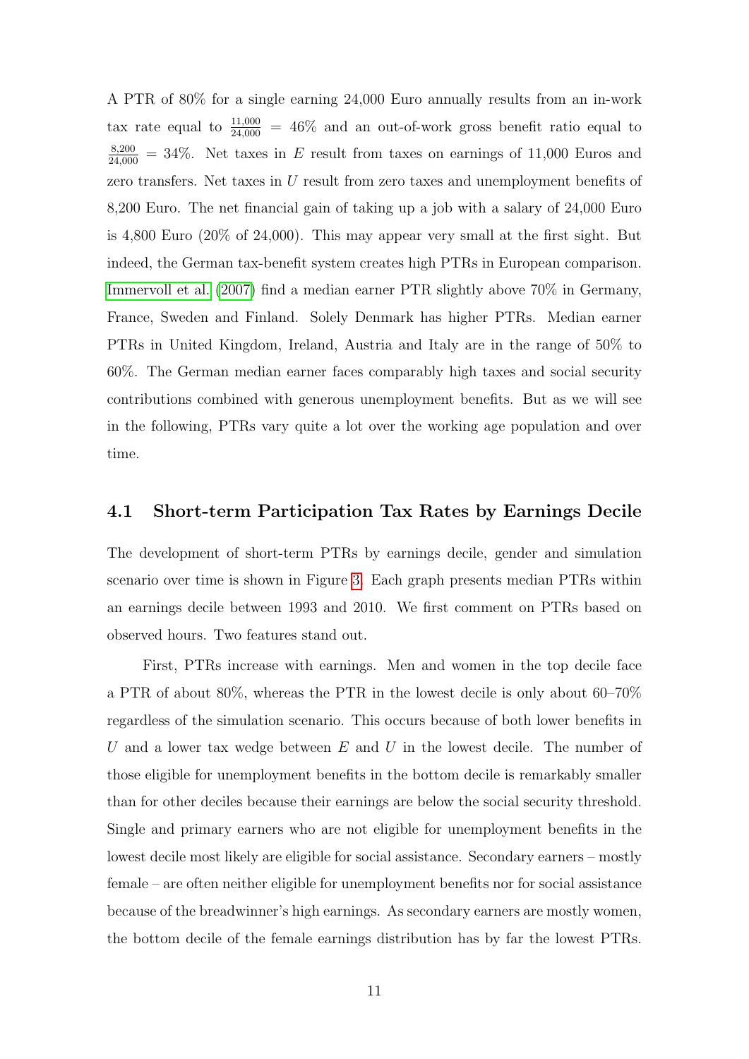A PTR of 80% for a single earning 24,000 Euro annually results from an in-work tax rate equal to $\frac{11{,}000}{24{,}000} = 46\%$ and an out-of-work gross benefit ratio equal to $\frac{8{,}200}{24{,}000} = 34\%$. Net taxes in $E$ result from taxes on earnings of 11,000 Euros and zero transfers. Net taxes in $U$ result from zero taxes and unemployment benefits of 8,200 Euro. The net financial gain of taking up a job with a salary of 24,000 Euro is 4,800 Euro (20% of 24,000). This may appear very small at the first sight. But indeed, the German tax-benefit system creates high PTRs in European comparison. Immervoll et al. (2007) find a median earner PTR slightly above 70% in Germany, France, Sweden and Finland. Solely Denmark has higher PTRs. Median earner PTRs in United Kingdom, Ireland, Austria and Italy are in the range of 50% to 60%. The German median earner faces comparably high taxes and social security contributions combined with generous unemployment benefits. But as we will see in the following, PTRs vary quite a lot over the working age population and over time.

## 4.1 Short-term Participation Tax Rates by Earnings Decile

The development of short-term PTRs by earnings decile, gender and simulation scenario over time is shown in Figure 3. Each graph presents median PTRs within an earnings decile between 1993 and 2010. We first comment on PTRs based on observed hours. Two features stand out.

First, PTRs increase with earnings. Men and women in the top decile face a PTR of about 80%, whereas the PTR in the lowest decile is only about 60–70% regardless of the simulation scenario. This occurs because of both lower benefits in $U$ and a lower tax wedge between $E$ and $U$ in the lowest decile. The number of those eligible for unemployment benefits in the bottom decile is remarkably smaller than for other deciles because their earnings are below the social security threshold. Single and primary earners who are not eligible for unemployment benefits in the lowest decile most likely are eligible for social assistance. Secondary earners – mostly female – are often neither eligible for unemployment benefits nor for social assistance because of the breadwinner's high earnings. As secondary earners are mostly women, the bottom decile of the female earnings distribution has by far the lowest PTRs.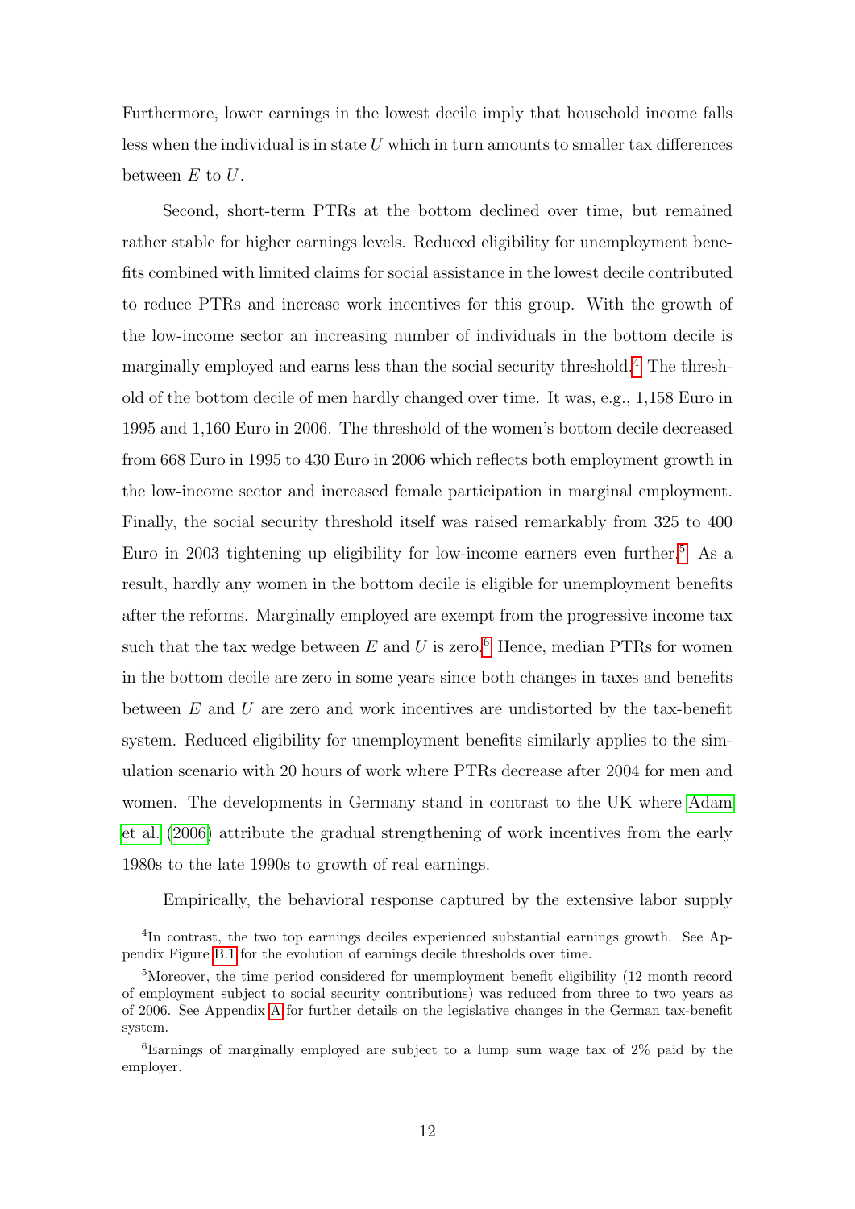Furthermore, lower earnings in the lowest decile imply that household income falls less when the individual is in state $U$ which in turn amounts to smaller tax differences between $E$ to $U$.

Second, short-term PTRs at the bottom declined over time, but remained rather stable for higher earnings levels. Reduced eligibility for unemployment benefits combined with limited claims for social assistance in the lowest decile contributed to reduce PTRs and increase work incentives for this group. With the growth of the low-income sector an increasing number of individuals in the bottom decile is marginally employed and earns less than the social security threshold.[4] The threshold of the bottom decile of men hardly changed over time. It was, e.g., 1,158 Euro in 1995 and 1,160 Euro in 2006. The threshold of the women's bottom decile decreased from 668 Euro in 1995 to 430 Euro in 2006 which reflects both employment growth in the low-income sector and increased female participation in marginal employment. Finally, the social security threshold itself was raised remarkably from 325 to 400 Euro in 2003 tightening up eligibility for low-income earners even further.[5] As a result, hardly any women in the bottom decile is eligible for unemployment benefits after the reforms. Marginally employed are exempt from the progressive income tax such that the tax wedge between $E$ and $U$ is zero.[6] Hence, median PTRs for women in the bottom decile are zero in some years since both changes in taxes and benefits between $E$ and $U$ are zero and work incentives are undistorted by the tax-benefit system. Reduced eligibility for unemployment benefits similarly applies to the simulation scenario with 20 hours of work where PTRs decrease after 2004 for men and women. The developments in Germany stand in contrast to the UK where Adam et al. (2006) attribute the gradual strengthening of work incentives from the early 1980s to the late 1990s to growth of real earnings.

Empirically, the behavioral response captured by the extensive labor supply

[4] In contrast, the two top earnings deciles experienced substantial earnings growth. See Appendix Figure B.1 for the evolution of earnings decile thresholds over time.

[5] Moreover, the time period considered for unemployment benefit eligibility (12 month record of employment subject to social security contributions) was reduced from three to two years as of 2006. See Appendix A for further details on the legislative changes in the German tax-benefit system.

[6] Earnings of marginally employed are subject to a lump sum wage tax of 2% paid by the employer.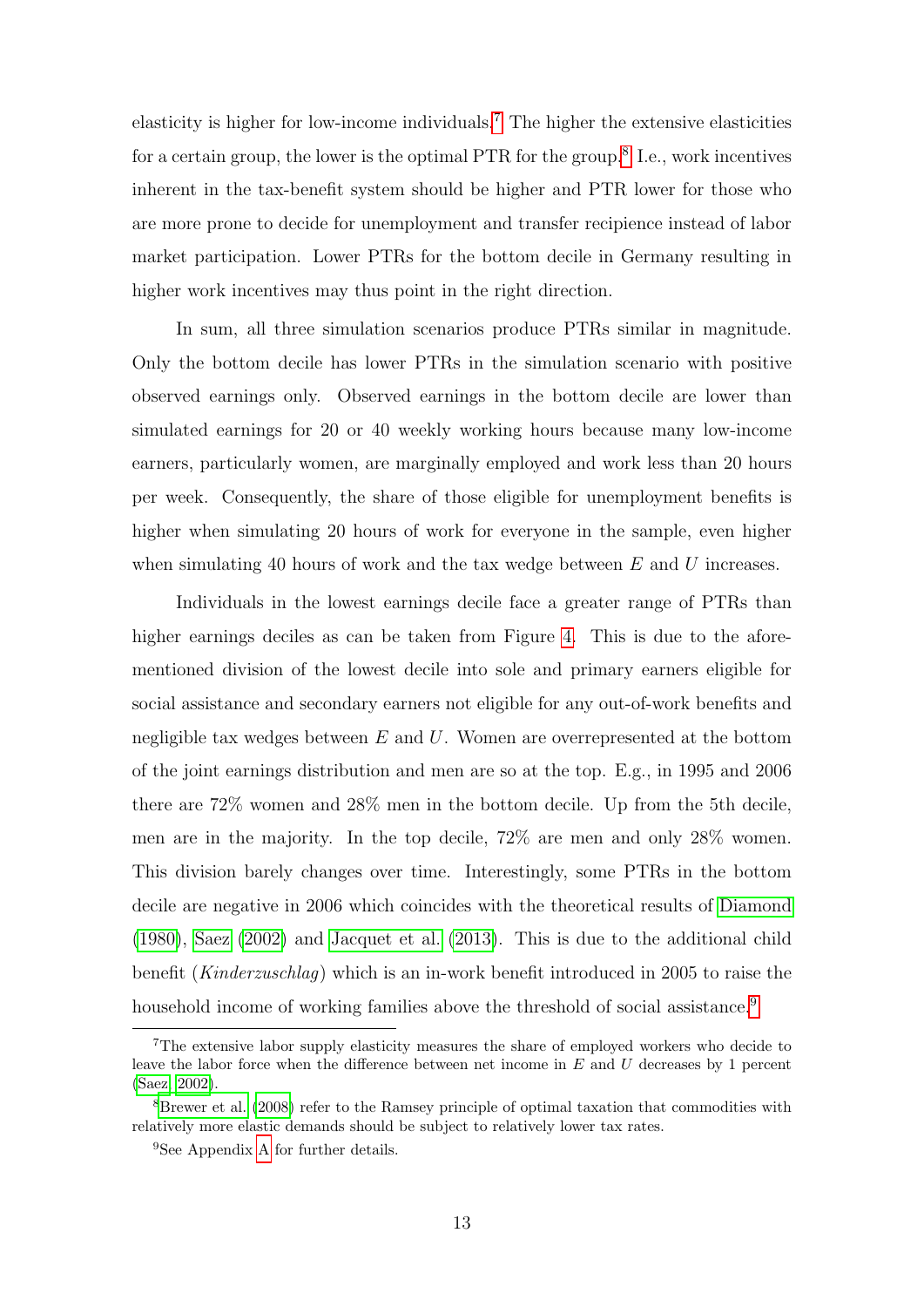elasticity is higher for low-income individuals.[7] The higher the extensive elasticities for a certain group, the lower is the optimal PTR for the group.[8] I.e., work incentives inherent in the tax-benefit system should be higher and PTR lower for those who are more prone to decide for unemployment and transfer recipience instead of labor market participation. Lower PTRs for the bottom decile in Germany resulting in higher work incentives may thus point in the right direction.

In sum, all three simulation scenarios produce PTRs similar in magnitude. Only the bottom decile has lower PTRs in the simulation scenario with positive observed earnings only. Observed earnings in the bottom decile are lower than simulated earnings for 20 or 40 weekly working hours because many low-income earners, particularly women, are marginally employed and work less than 20 hours per week. Consequently, the share of those eligible for unemployment benefits is higher when simulating 20 hours of work for everyone in the sample, even higher when simulating 40 hours of work and the tax wedge between $E$ and $U$ increases.

Individuals in the lowest earnings decile face a greater range of PTRs than higher earnings deciles as can be taken from Figure 4. This is due to the aforementioned division of the lowest decile into sole and primary earners eligible for social assistance and secondary earners not eligible for any out-of-work benefits and negligible tax wedges between $E$ and $U$. Women are overrepresented at the bottom of the joint earnings distribution and men are so at the top. E.g., in 1995 and 2006 there are 72% women and 28% men in the bottom decile. Up from the 5th decile, men are in the majority. In the top decile, 72% are men and only 28% women. This division barely changes over time. Interestingly, some PTRs in the bottom decile are negative in 2006 which coincides with the theoretical results of Diamond (1980), Saez (2002) and Jacquet et al. (2013). This is due to the additional child benefit (*Kinderzuschlag*) which is an in-work benefit introduced in 2005 to raise the household income of working families above the threshold of social assistance.[9]

[7] The extensive labor supply elasticity measures the share of employed workers who decide to leave the labor force when the difference between net income in $E$ and $U$ decreases by 1 percent (Saez, 2002).

[8] Brewer et al. (2008) refer to the Ramsey principle of optimal taxation that commodities with relatively more elastic demands should be subject to relatively lower tax rates.

[9] See Appendix A for further details.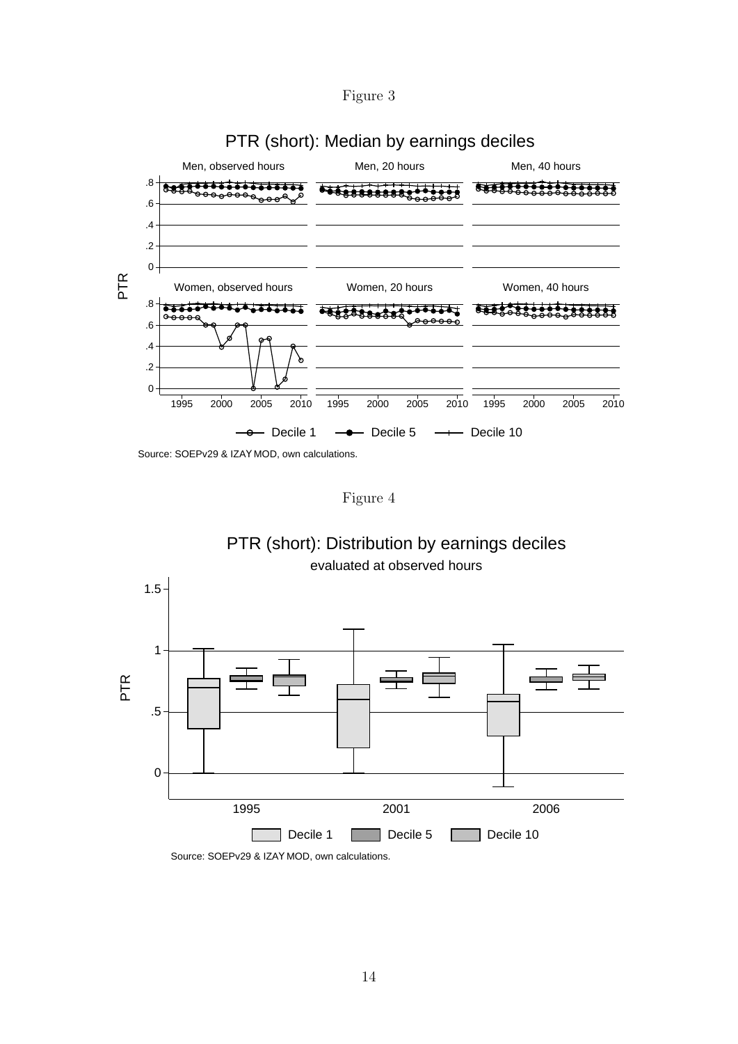Figure 3

PTR (short): Median by earnings deciles

Source: SOEPv29 & IZAY MOD, own calculations.

Figure 4

PTR (short): Distribution by earnings deciles

evaluated at observed hours

Source: SOEPv29 & IZAY MOD, own calculations.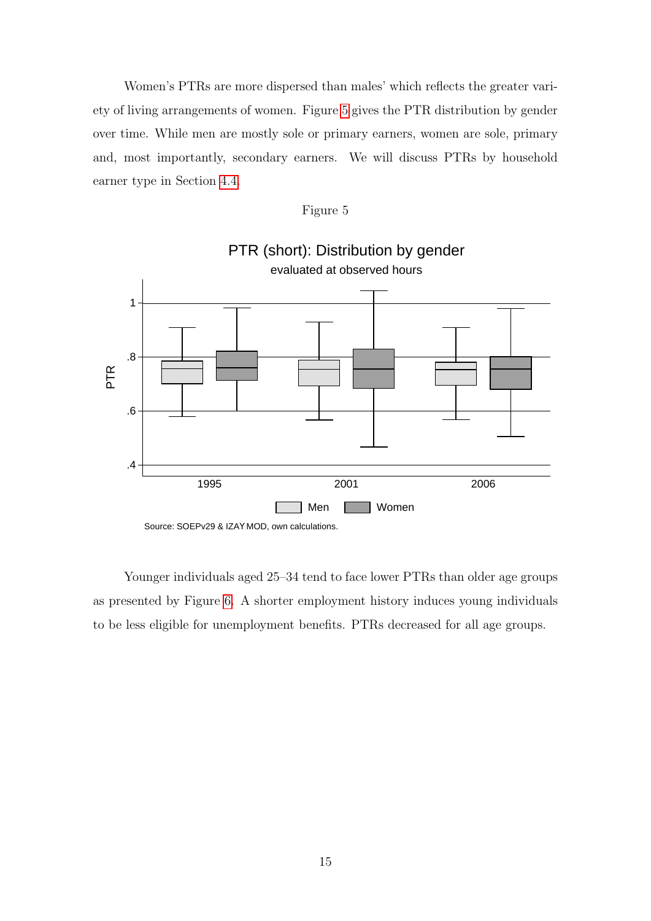Women's PTRs are more dispersed than males' which reflects the greater variety of living arrangements of women. Figure 5 gives the PTR distribution by gender over time. While men are mostly sole or primary earners, women are sole, primary and, most importantly, secondary earners. We will discuss PTRs by household earner type in Section 4.4.

Figure 5

PTR (short): Distribution by gender

evaluated at observed hours

Source: SOEPv29 & IZAΨMOD, own calculations.

Younger individuals aged 25–34 tend to face lower PTRs than older age groups as presented by Figure 6. A shorter employment history induces young individuals to be less eligible for unemployment benefits. PTRs decreased for all age groups.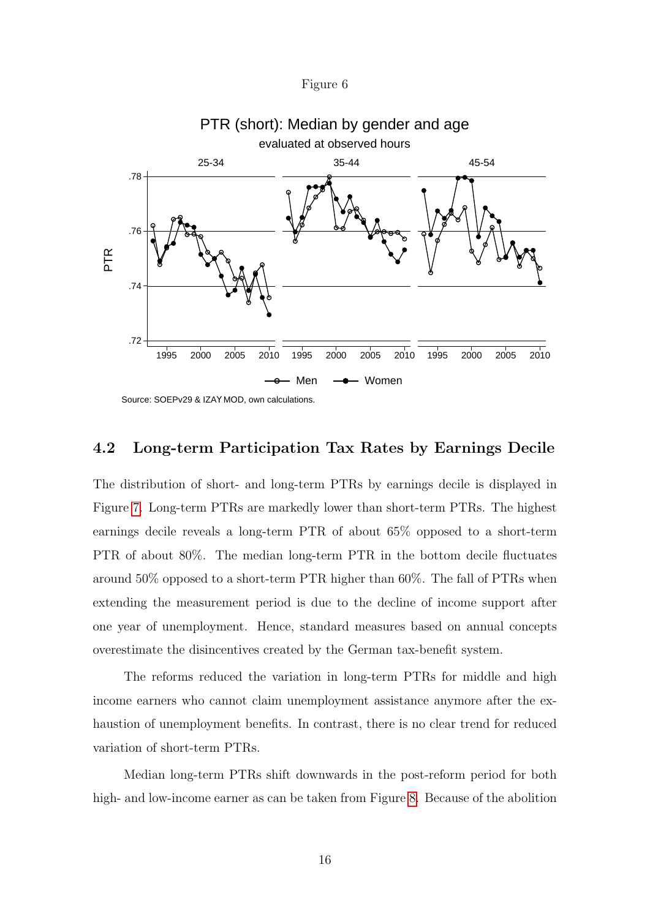Figure 6

Source: SOEPv29 & IZAY MOD, own calculations.

## 4.2 Long-term Participation Tax Rates by Earnings Decile

The distribution of short- and long-term PTRs by earnings decile is displayed in Figure 7. Long-term PTRs are markedly lower than short-term PTRs. The highest earnings decile reveals a long-term PTR of about 65% opposed to a short-term PTR of about 80%. The median long-term PTR in the bottom decile fluctuates around 50% opposed to a short-term PTR higher than 60%. The fall of PTRs when extending the measurement period is due to the decline of income support after one year of unemployment. Hence, standard measures based on annual concepts overestimate the disincentives created by the German tax-benefit system.

The reforms reduced the variation in long-term PTRs for middle and high income earners who cannot claim unemployment assistance anymore after the exhaustion of unemployment benefits. In contrast, there is no clear trend for reduced variation of short-term PTRs.

Median long-term PTRs shift downwards in the post-reform period for both high- and low-income earner as can be taken from Figure 8. Because of the abolition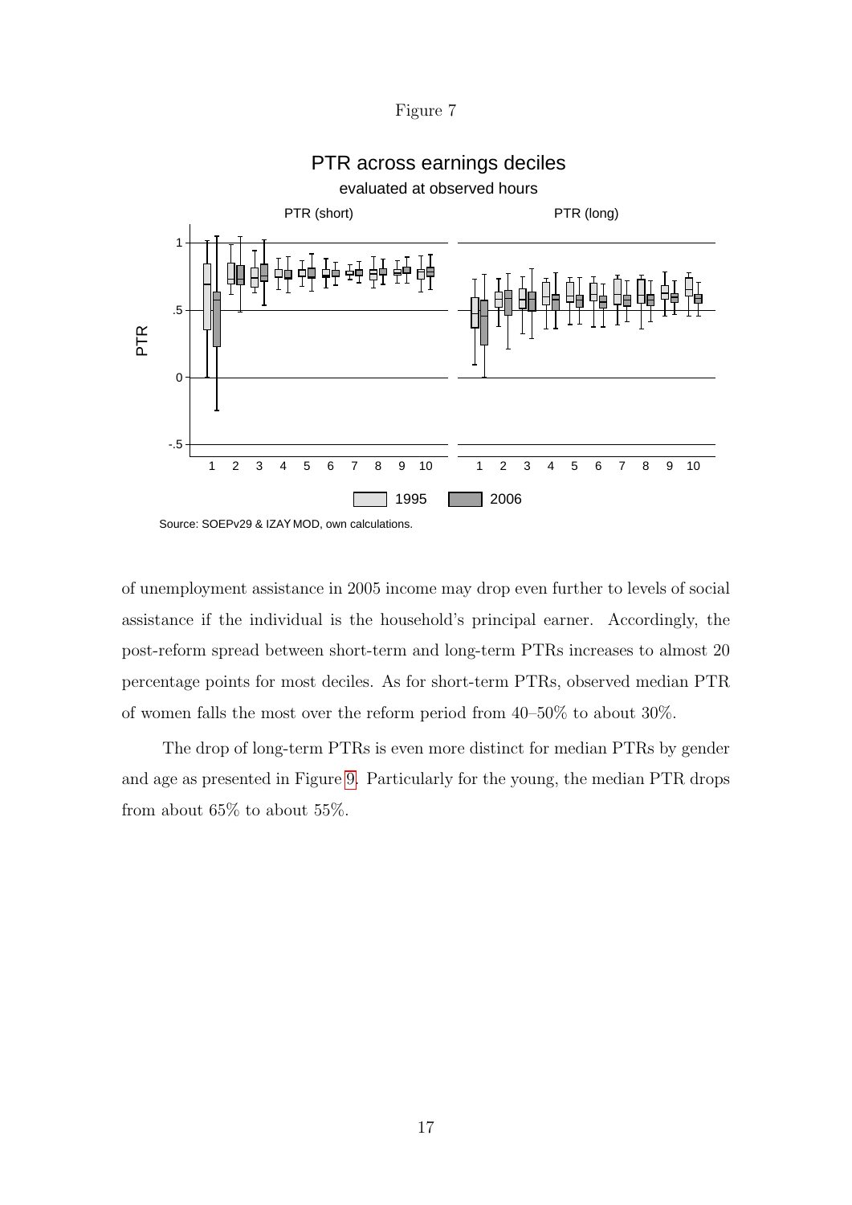Figure 7

PTR across earnings deciles

evaluated at observed hours

Source: SOEPv29 & IZAΨMOD, own calculations.

of unemployment assistance in 2005 income may drop even further to levels of social assistance if the individual is the household's principal earner. Accordingly, the post-reform spread between short-term and long-term PTRs increases to almost 20 percentage points for most deciles. As for short-term PTRs, observed median PTR of women falls the most over the reform period from 40–50% to about 30%.

The drop of long-term PTRs is even more distinct for median PTRs by gender and age as presented in Figure 9. Particularly for the young, the median PTR drops from about 65% to about 55%.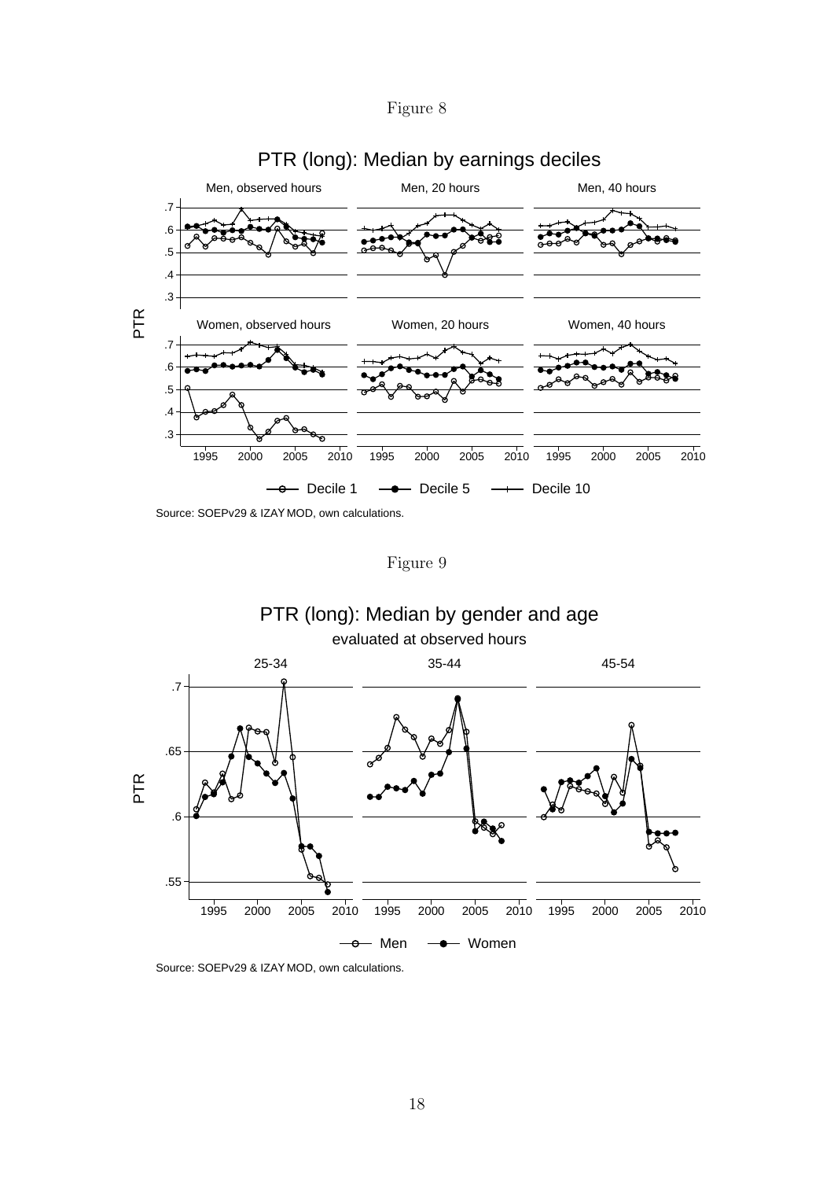Figure 8

PTR (long): Median by earnings deciles

Source: SOEPv29 & IZAΨMOD, own calculations.

Figure 9

PTR (long): Median by gender and age

evaluated at observed hours

Source: SOEPv29 & IZAΨMOD, own calculations.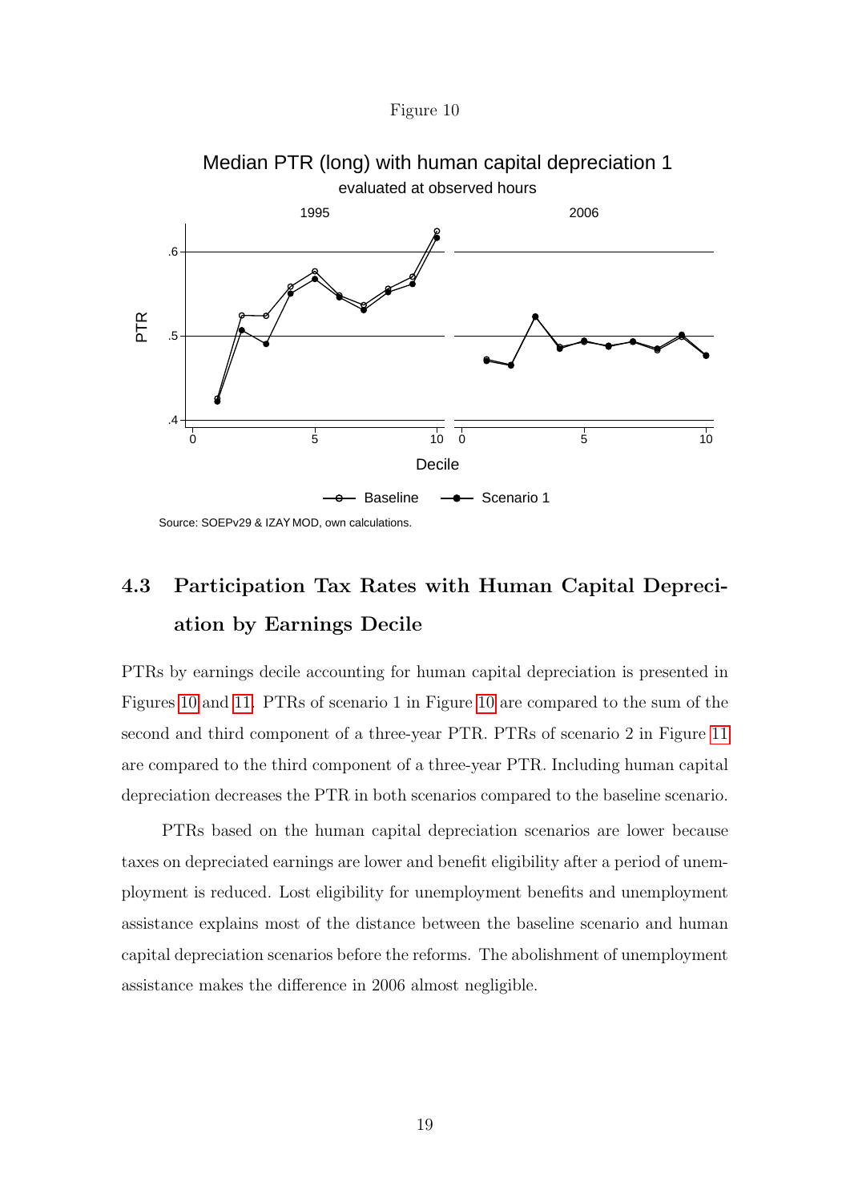Figure 10

Median PTR (long) with human capital depreciation 1

evaluated at observed hours

Source: SOEPv29 & IZAY MOD, own calculations.

## 4.3 Participation Tax Rates with Human Capital Depreciation by Earnings Decile

PTRs by earnings decile accounting for human capital depreciation is presented in Figures 10 and 11. PTRs of scenario 1 in Figure 10 are compared to the sum of the second and third component of a three-year PTR. PTRs of scenario 2 in Figure 11 are compared to the third component of a three-year PTR. Including human capital depreciation decreases the PTR in both scenarios compared to the baseline scenario.

PTRs based on the human capital depreciation scenarios are lower because taxes on depreciated earnings are lower and benefit eligibility after a period of unemployment is reduced. Lost eligibility for unemployment benefits and unemployment assistance explains most of the distance between the baseline scenario and human capital depreciation scenarios before the reforms. The abolishment of unemployment assistance makes the difference in 2006 almost negligible.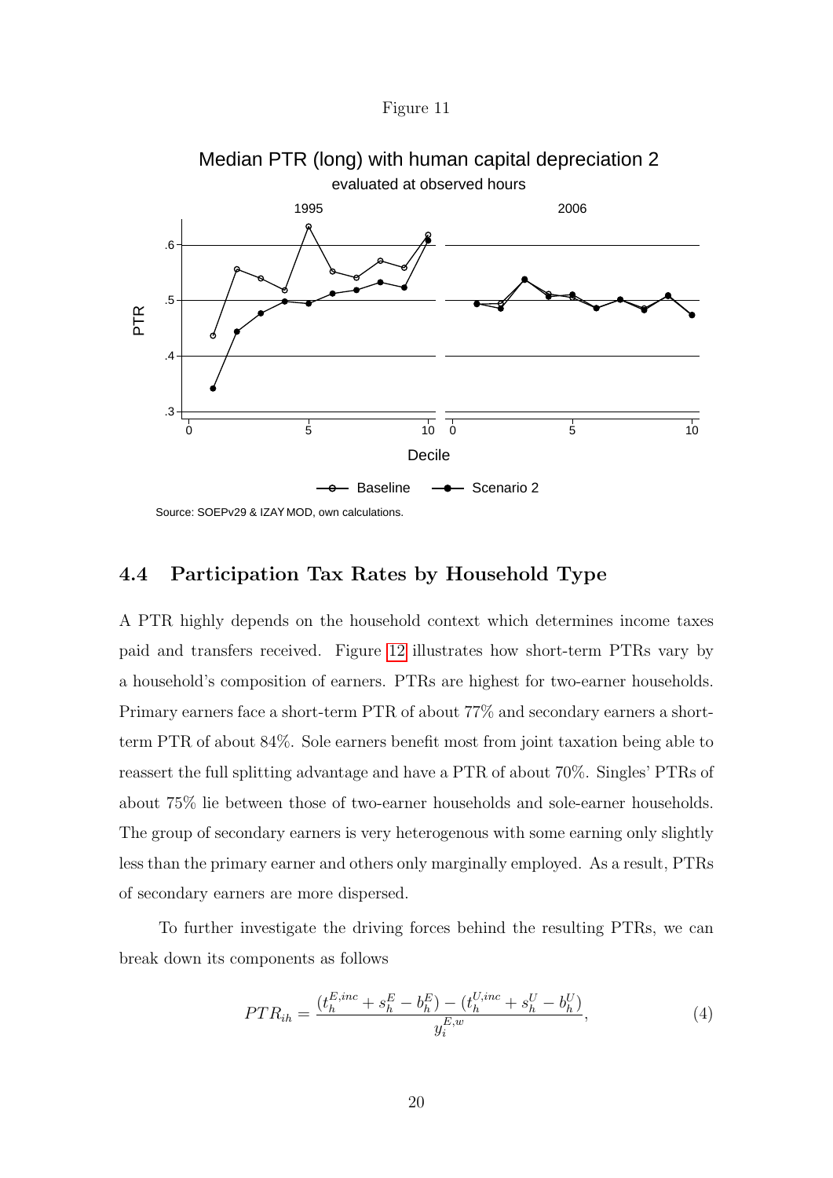Figure 11

Median PTR (long) with human capital depreciation 2

evaluated at observed hours

Source: SOEPv29 & IZAY MOD, own calculations.

## 4.4 Participation Tax Rates by Household Type

A PTR highly depends on the household context which determines income taxes paid and transfers received. Figure 12 illustrates how short-term PTRs vary by a household's composition of earners. PTRs are highest for two-earner households. Primary earners face a short-term PTR of about 77% and secondary earners a short-term PTR of about 84%. Sole earners benefit most from joint taxation being able to reassert the full splitting advantage and have a PTR of about 70%. Singles' PTRs of about 75% lie between those of two-earner households and sole-earner households. The group of secondary earners is very heterogenous with some earning only slightly less than the primary earner and others only marginally employed. As a result, PTRs of secondary earners are more dispersed.

To further investigate the driving forces behind the resulting PTRs, we can break down its components as follows

$$PTR_{ih} = \frac{(t_h^{E,inc} + s_h^E - b_h^E) - (t_h^{U,inc} + s_h^U - b_h^U)}{y_i^{E,w}}, \tag{4}$$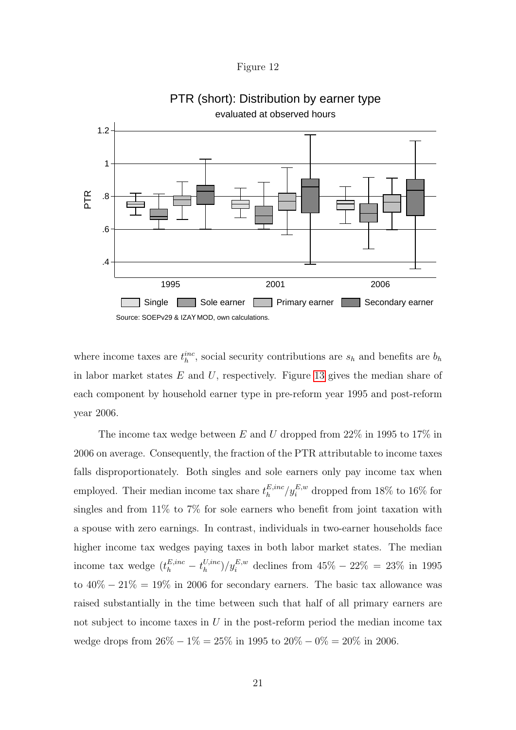Figure 12

PTR (short): Distribution by earner type

evaluated at observed hours

Source: SOEPv29 & IZAΨMOD, own calculations.

where income taxes are $t_h^{inc}$, social security contributions are $s_h$ and benefits are $b_h$ in labor market states $E$ and $U$, respectively. Figure 13 gives the median share of each component by household earner type in pre-reform year 1995 and post-reform year 2006.

The income tax wedge between $E$ and $U$ dropped from 22% in 1995 to 17% in 2006 on average. Consequently, the fraction of the PTR attributable to income taxes falls disproportionately. Both singles and sole earners only pay income tax when employed. Their median income tax share $t_h^{E,inc}/y_i^{E,w}$ dropped from 18% to 16% for singles and from 11% to 7% for sole earners who benefit from joint taxation with a spouse with zero earnings. In contrast, individuals in two-earner households face higher income tax wedges paying taxes in both labor market states. The median income tax wedge $(t_h^{E,inc} - t_h^{U,inc})/y_i^{E,w}$ declines from $45\% - 22\% = 23\%$ in 1995 to $40\% - 21\% = 19\%$ in 2006 for secondary earners. The basic tax allowance was raised substantially in the time between such that half of all primary earners are not subject to income taxes in $U$ in the post-reform period the median income tax wedge drops from $26\% - 1\% = 25\%$ in 1995 to $20\% - 0\% = 20\%$ in 2006.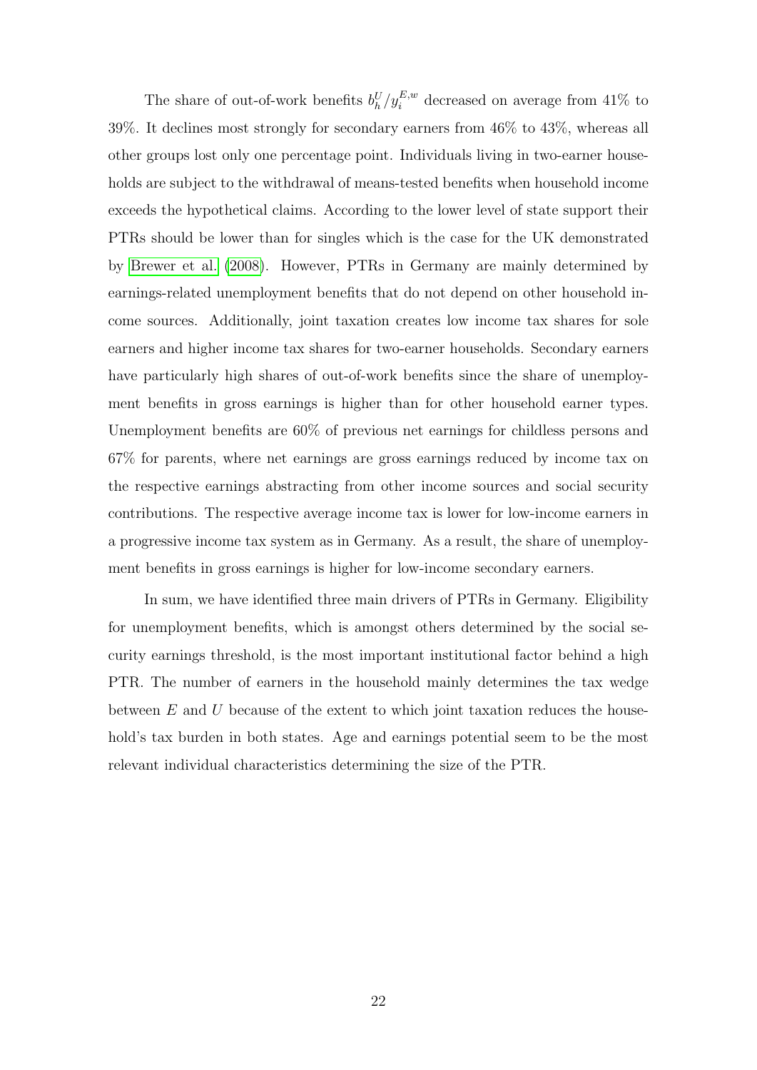The share of out-of-work benefits $b_h^U/y_i^{E,w}$ decreased on average from 41% to 39%. It declines most strongly for secondary earners from 46% to 43%, whereas all other groups lost only one percentage point. Individuals living in two-earner households are subject to the withdrawal of means-tested benefits when household income exceeds the hypothetical claims. According to the lower level of state support their PTRs should be lower than for singles which is the case for the UK demonstrated by Brewer et al. (2008). However, PTRs in Germany are mainly determined by earnings-related unemployment benefits that do not depend on other household income sources. Additionally, joint taxation creates low income tax shares for sole earners and higher income tax shares for two-earner households. Secondary earners have particularly high shares of out-of-work benefits since the share of unemployment benefits in gross earnings is higher than for other household earner types. Unemployment benefits are 60% of previous net earnings for childless persons and 67% for parents, where net earnings are gross earnings reduced by income tax on the respective earnings abstracting from other income sources and social security contributions. The respective average income tax is lower for low-income earners in a progressive income tax system as in Germany. As a result, the share of unemployment benefits in gross earnings is higher for low-income secondary earners.

In sum, we have identified three main drivers of PTRs in Germany. Eligibility for unemployment benefits, which is amongst others determined by the social security earnings threshold, is the most important institutional factor behind a high PTR. The number of earners in the household mainly determines the tax wedge between $E$ and $U$ because of the extent to which joint taxation reduces the household's tax burden in both states. Age and earnings potential seem to be the most relevant individual characteristics determining the size of the PTR.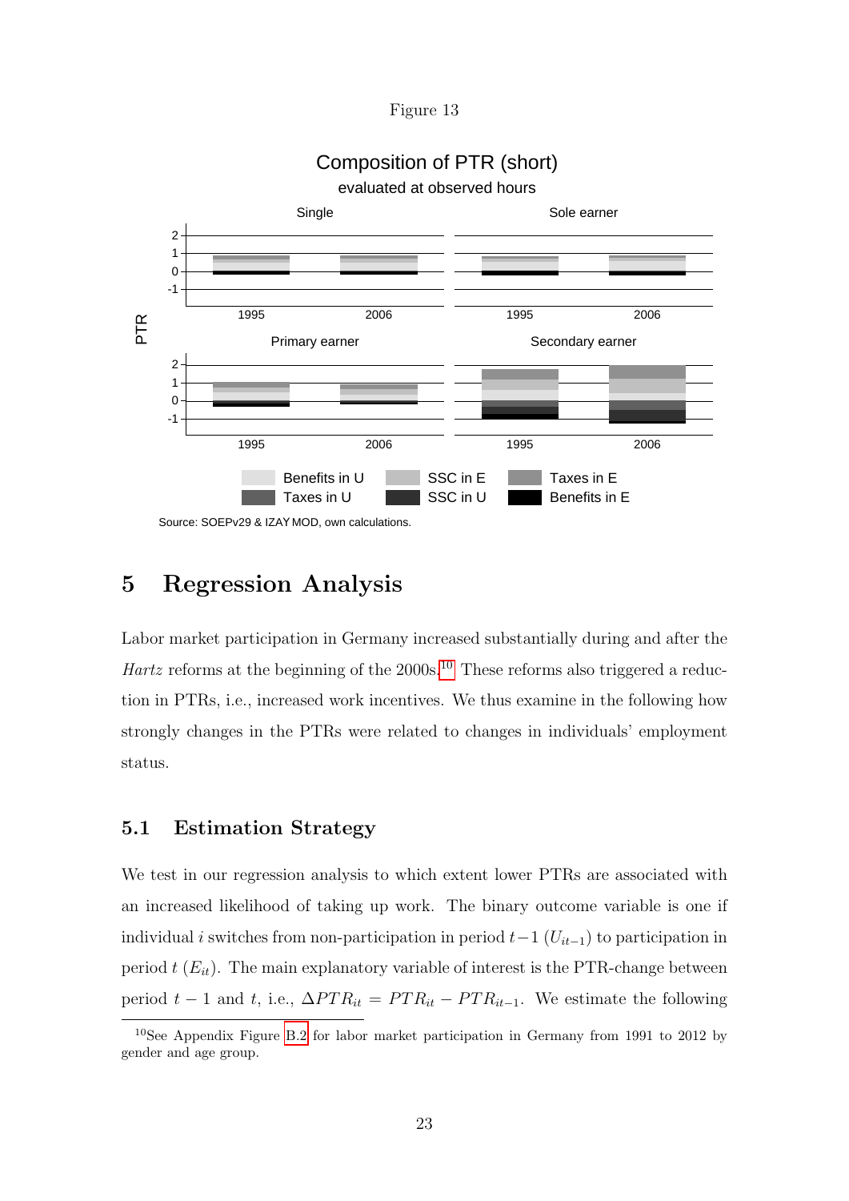Figure 13

Composition of PTR (short)

evaluated at observed hours

Source: SOEPv29 & IZAY MOD, own calculations.

## 5 Regression Analysis

Labor market participation in Germany increased substantially during and after the *Hartz* reforms at the beginning of the 2000s.[10] These reforms also triggered a reduction in PTRs, i.e., increased work incentives. We thus examine in the following how strongly changes in the PTRs were related to changes in individuals' employment status.

### 5.1 Estimation Strategy

We test in our regression analysis to which extent lower PTRs are associated with an increased likelihood of taking up work. The binary outcome variable is one if individual $i$ switches from non-participation in period $t-1$ ($U_{it-1}$) to participation in period $t$ ($E_{it}$). The main explanatory variable of interest is the PTR-change between period $t-1$ and $t$, i.e., $\Delta PTR_{it} = PTR_{it} - PTR_{it-1}$. We estimate the following

[10] See Appendix Figure B.2 for labor market participation in Germany from 1991 to 2012 by gender and age group.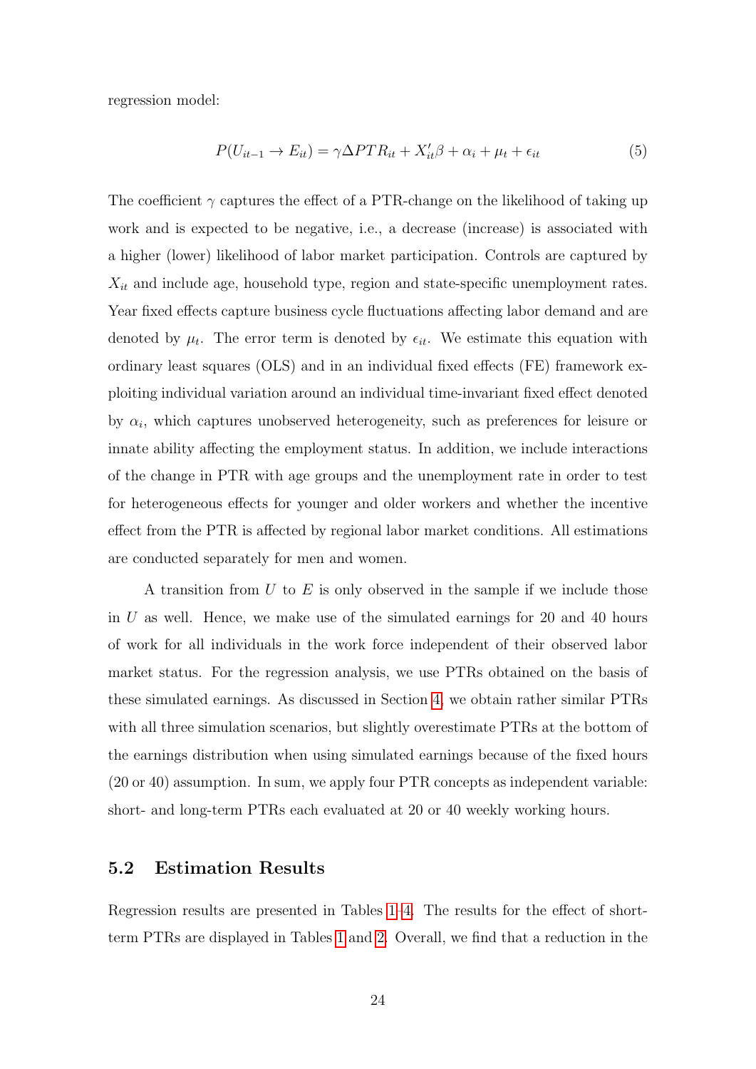regression model:

$$P(U_{it-1} \rightarrow E_{it}) = \gamma \Delta PTR_{it} + X'_{it}\beta + \alpha_i + \mu_t + \epsilon_{it} \tag{5}$$

The coefficient $\gamma$ captures the effect of a PTR-change on the likelihood of taking up work and is expected to be negative, i.e., a decrease (increase) is associated with a higher (lower) likelihood of labor market participation. Controls are captured by $X_{it}$ and include age, household type, region and state-specific unemployment rates. Year fixed effects capture business cycle fluctuations affecting labor demand and are denoted by $\mu_t$. The error term is denoted by $\epsilon_{it}$. We estimate this equation with ordinary least squares (OLS) and in an individual fixed effects (FE) framework exploiting individual variation around an individual time-invariant fixed effect denoted by $\alpha_i$, which captures unobserved heterogeneity, such as preferences for leisure or innate ability affecting the employment status. In addition, we include interactions of the change in PTR with age groups and the unemployment rate in order to test for heterogeneous effects for younger and older workers and whether the incentive effect from the PTR is affected by regional labor market conditions. All estimations are conducted separately for men and women.

A transition from $U$ to $E$ is only observed in the sample if we include those in $U$ as well. Hence, we make use of the simulated earnings for 20 and 40 hours of work for all individuals in the work force independent of their observed labor market status. For the regression analysis, we use PTRs obtained on the basis of these simulated earnings. As discussed in Section 4, we obtain rather similar PTRs with all three simulation scenarios, but slightly overestimate PTRs at the bottom of the earnings distribution when using simulated earnings because of the fixed hours (20 or 40) assumption. In sum, we apply four PTR concepts as independent variable: short- and long-term PTRs each evaluated at 20 or 40 weekly working hours.

## 5.2 Estimation Results

Regression results are presented in Tables 1–4. The results for the effect of short-term PTRs are displayed in Tables 1 and 2. Overall, we find that a reduction in the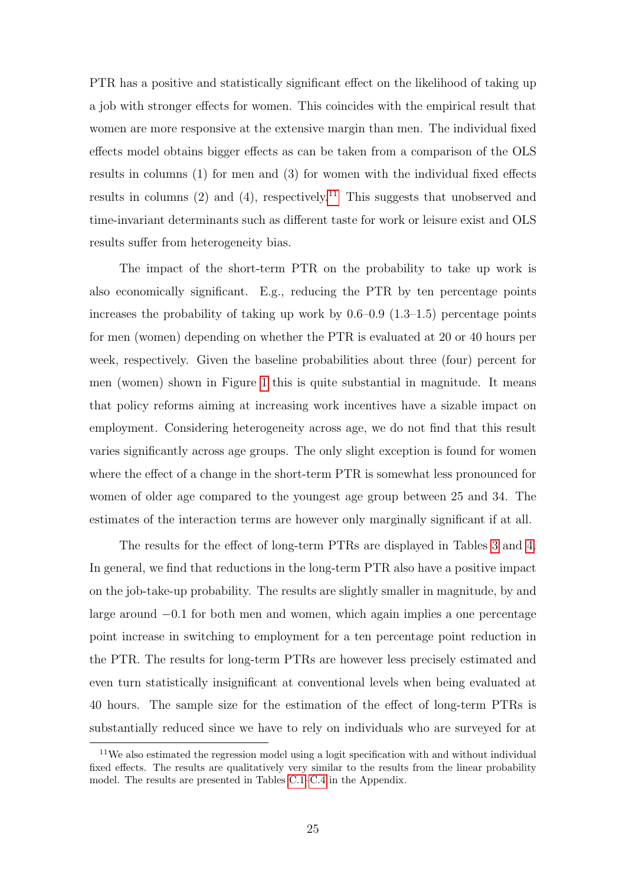PTR has a positive and statistically significant effect on the likelihood of taking up a job with stronger effects for women. This coincides with the empirical result that women are more responsive at the extensive margin than men. The individual fixed effects model obtains bigger effects as can be taken from a comparison of the OLS results in columns (1) for men and (3) for women with the individual fixed effects results in columns (2) and (4), respectively.[11] This suggests that unobserved and time-invariant determinants such as different taste for work or leisure exist and OLS results suffer from heterogeneity bias.

The impact of the short-term PTR on the probability to take up work is also economically significant. E.g., reducing the PTR by ten percentage points increases the probability of taking up work by 0.6–0.9 (1.3–1.5) percentage points for men (women) depending on whether the PTR is evaluated at 20 or 40 hours per week, respectively. Given the baseline probabilities about three (four) percent for men (women) shown in Figure 1 this is quite substantial in magnitude. It means that policy reforms aiming at increasing work incentives have a sizable impact on employment. Considering heterogeneity across age, we do not find that this result varies significantly across age groups. The only slight exception is found for women where the effect of a change in the short-term PTR is somewhat less pronounced for women of older age compared to the youngest age group between 25 and 34. The estimates of the interaction terms are however only marginally significant if at all.

The results for the effect of long-term PTRs are displayed in Tables 3 and 4. In general, we find that reductions in the long-term PTR also have a positive impact on the job-take-up probability. The results are slightly smaller in magnitude, by and large around $-0.1$ for both men and women, which again implies a one percentage point increase in switching to employment for a ten percentage point reduction in the PTR. The results for long-term PTRs are however less precisely estimated and even turn statistically insignificant at conventional levels when being evaluated at 40 hours. The sample size for the estimation of the effect of long-term PTRs is substantially reduced since we have to rely on individuals who are surveyed for at

[11] We also estimated the regression model using a logit specification with and without individual fixed effects. The results are qualitatively very similar to the results from the linear probability model. The results are presented in Tables C.1–C.4 in the Appendix.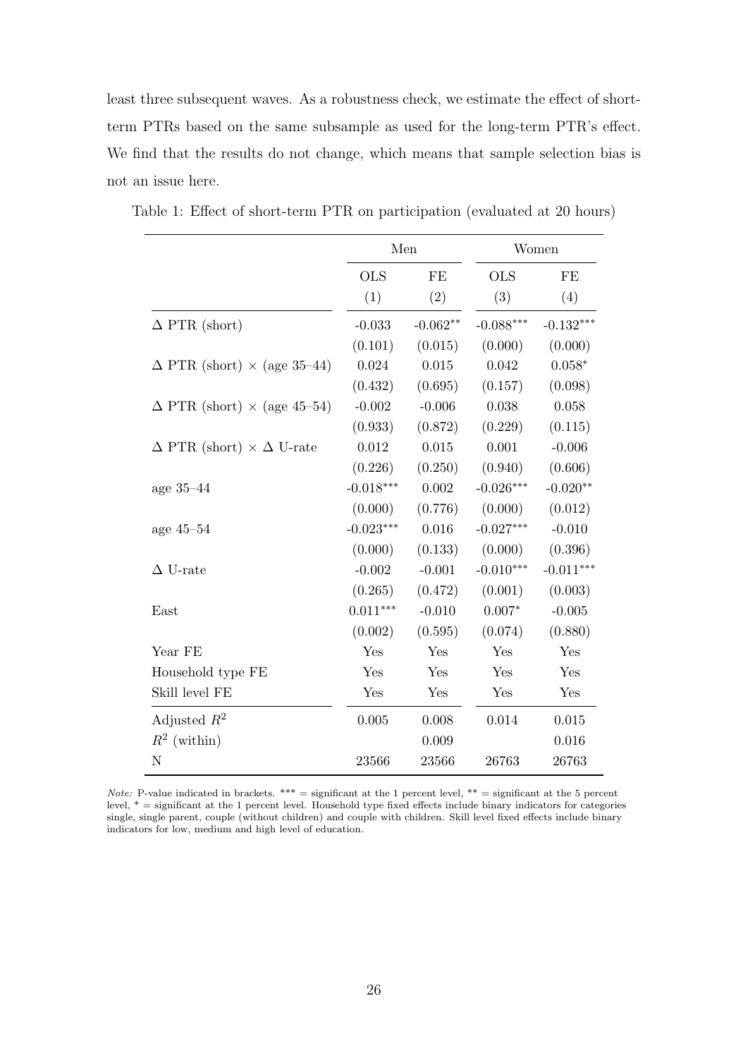least three subsequent waves. As a robustness check, we estimate the effect of short-term PTRs based on the same subsample as used for the long-term PTR's effect. We find that the results do not change, which means that sample selection bias is not an issue here.

Table 1: Effect of short-term PTR on participation (evaluated at 20 hours)

| | Men | | Women | |
|---|---|---|---|---|
| | OLS | FE | OLS | FE |
| | (1) | (2) | (3) | (4) |
| $\Delta$ PTR (short) | -0.033 | -0.062** | -0.088*** | -0.132*** |
| | (0.101) | (0.015) | (0.000) | (0.000) |
| $\Delta$ PTR (short) $\times$ (age 35–44) | 0.024 | 0.015 | 0.042 | 0.058* |
| | (0.432) | (0.695) | (0.157) | (0.098) |
| $\Delta$ PTR (short) $\times$ (age 45–54) | -0.002 | -0.006 | 0.038 | 0.058 |
| | (0.933) | (0.872) | (0.229) | (0.115) |
| $\Delta$ PTR (short) $\times$ $\Delta$ U-rate | 0.012 | 0.015 | 0.001 | -0.006 |
| | (0.226) | (0.250) | (0.940) | (0.606) |
| age 35–44 | -0.018*** | 0.002 | -0.026*** | -0.020** |
| | (0.000) | (0.776) | (0.000) | (0.012) |
| age 45–54 | -0.023*** | 0.016 | -0.027*** | -0.010 |
| | (0.000) | (0.133) | (0.000) | (0.396) |
| $\Delta$ U-rate | -0.002 | -0.001 | -0.010*** | -0.011*** |
| | (0.265) | (0.472) | (0.001) | (0.003) |
| East | 0.011*** | -0.010 | 0.007* | -0.005 |
| | (0.002) | (0.595) | (0.074) | (0.880) |
| Year FE | Yes | Yes | Yes | Yes |
| Household type FE | Yes | Yes | Yes | Yes |
| Skill level FE | Yes | Yes | Yes | Yes |
| Adjusted $R^2$ | 0.005 | 0.008 | 0.014 | 0.015 |
| $R^2$ (within) | | 0.009 | | 0.016 |
| N | 23566 | 23566 | 26763 | 26763 |

*Note:* P-value indicated in brackets. *** = significant at the 1 percent level, ** = significant at the 5 percent level, * = significant at the 1 percent level. Household type fixed effects include binary indicators for categories single, single parent, couple (without children) and couple with children. Skill level fixed effects include binary indicators for low, medium and high level of education.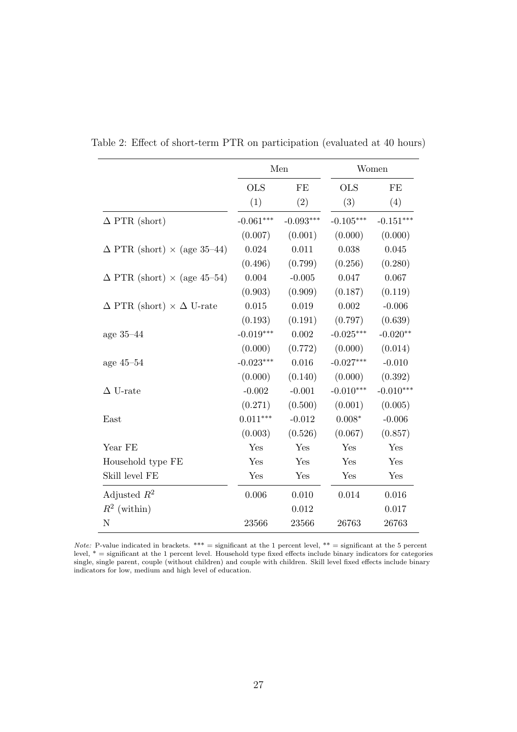Table 2: Effect of short-term PTR on participation (evaluated at 40 hours)

| | Men | | Women | |
|---|---|---|---|---|
| | OLS | FE | OLS | FE |
| | (1) | (2) | (3) | (4) |
| $\Delta$ PTR (short) | -0.061*** | -0.093*** | -0.105*** | -0.151*** |
| | (0.007) | (0.001) | (0.000) | (0.000) |
| $\Delta$ PTR (short) $\times$ (age 35–44) | 0.024 | 0.011 | 0.038 | 0.045 |
| | (0.496) | (0.799) | (0.256) | (0.280) |
| $\Delta$ PTR (short) $\times$ (age 45–54) | 0.004 | -0.005 | 0.047 | 0.067 |
| | (0.903) | (0.909) | (0.187) | (0.119) |
| $\Delta$ PTR (short) $\times$ $\Delta$ U-rate | 0.015 | 0.019 | 0.002 | -0.006 |
| | (0.193) | (0.191) | (0.797) | (0.639) |
| age 35–44 | -0.019*** | 0.002 | -0.025*** | -0.020** |
| | (0.000) | (0.772) | (0.000) | (0.014) |
| age 45–54 | -0.023*** | 0.016 | -0.027*** | -0.010 |
| | (0.000) | (0.140) | (0.000) | (0.392) |
| $\Delta$ U-rate | -0.002 | -0.001 | -0.010*** | -0.010*** |
| | (0.271) | (0.500) | (0.001) | (0.005) |
| East | 0.011*** | -0.012 | 0.008* | -0.006 |
| | (0.003) | (0.526) | (0.067) | (0.857) |
| Year FE | Yes | Yes | Yes | Yes |
| Household type FE | Yes | Yes | Yes | Yes |
| Skill level FE | Yes | Yes | Yes | Yes |
| Adjusted $R^2$ | 0.006 | 0.010 | 0.014 | 0.016 |
| $R^2$ (within) | | 0.012 | | 0.017 |
| N | 23566 | 23566 | 26763 | 26763 |

*Note:* P-value indicated in brackets. *** = significant at the 1 percent level, ** = significant at the 5 percent level, * = significant at the 1 percent level. Household type fixed effects include binary indicators for categories single, single parent, couple (without children) and couple with children. Skill level fixed effects include binary indicators for low, medium and high level of education.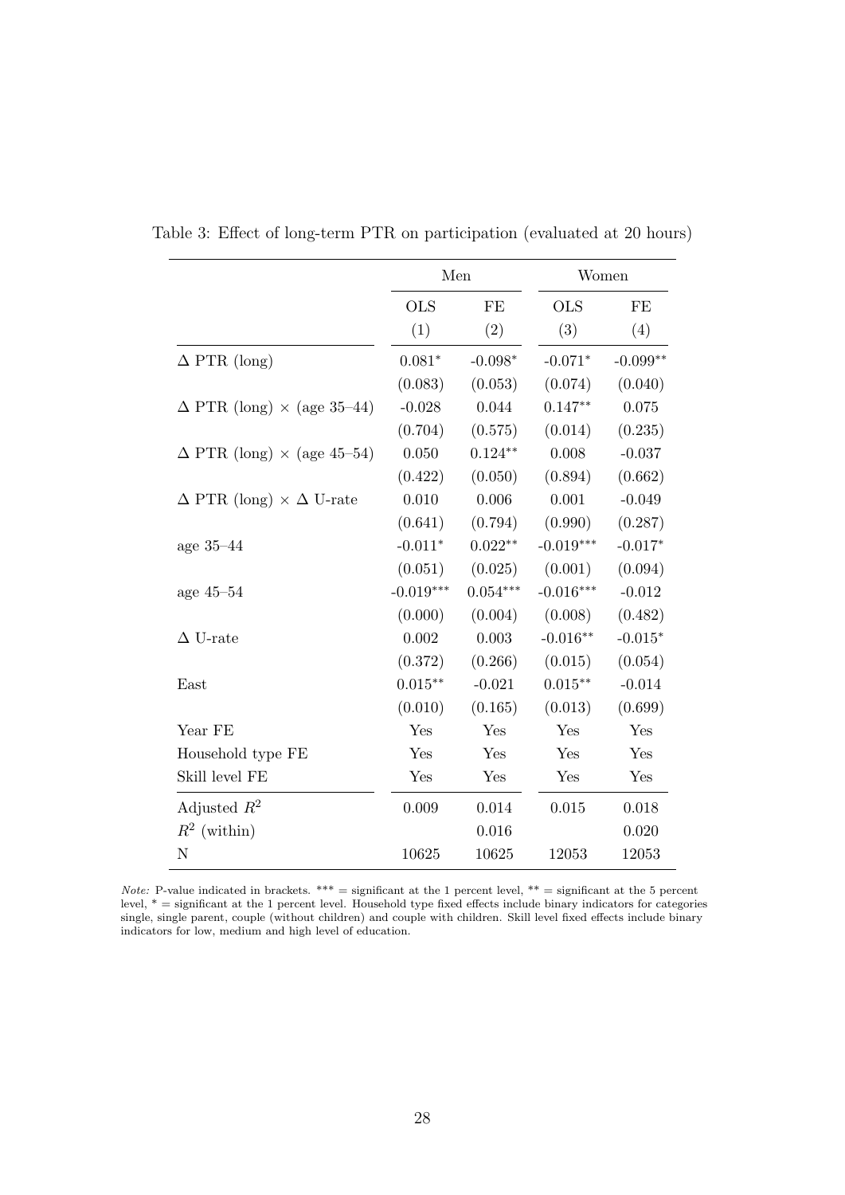Table 3: Effect of long-term PTR on participation (evaluated at 20 hours)

| | Men | | Women | |
|---|---|---|---|---|
| | OLS | FE | OLS | FE |
| | (1) | (2) | (3) | (4) |
| $\Delta$ PTR (long) | $0.081^{*}$ | $-0.098^{*}$ | $-0.071^{*}$ | $-0.099^{**}$ |
| | (0.083) | (0.053) | (0.074) | (0.040) |
| $\Delta$ PTR (long) $\times$ (age 35–44) | -0.028 | 0.044 | $0.147^{**}$ | 0.075 |
| | (0.704) | (0.575) | (0.014) | (0.235) |
| $\Delta$ PTR (long) $\times$ (age 45–54) | 0.050 | $0.124^{**}$ | 0.008 | -0.037 |
| | (0.422) | (0.050) | (0.894) | (0.662) |
| $\Delta$ PTR (long) $\times$ $\Delta$ U-rate | 0.010 | 0.006 | 0.001 | -0.049 |
| | (0.641) | (0.794) | (0.990) | (0.287) |
| age 35–44 | $-0.011^{*}$ | $0.022^{**}$ | $-0.019^{***}$ | $-0.017^{*}$ |
| | (0.051) | (0.025) | (0.001) | (0.094) |
| age 45–54 | $-0.019^{***}$ | $0.054^{***}$ | $-0.016^{***}$ | -0.012 |
| | (0.000) | (0.004) | (0.008) | (0.482) |
| $\Delta$ U-rate | 0.002 | 0.003 | $-0.016^{**}$ | $-0.015^{*}$ |
| | (0.372) | (0.266) | (0.015) | (0.054) |
| East | $0.015^{**}$ | -0.021 | $0.015^{**}$ | -0.014 |
| | (0.010) | (0.165) | (0.013) | (0.699) |
| Year FE | Yes | Yes | Yes | Yes |
| Household type FE | Yes | Yes | Yes | Yes |
| Skill level FE | Yes | Yes | Yes | Yes |
| Adjusted $R^2$ | 0.009 | 0.014 | 0.015 | 0.018 |
| $R^2$ (within) | | 0.016 | | 0.020 |
| N | 10625 | 10625 | 12053 | 12053 |

*Note:* P-value indicated in brackets. *** = significant at the 1 percent level, ** = significant at the 5 percent level, * = significant at the 1 percent level. Household type fixed effects include binary indicators for categories single, single parent, couple (without children) and couple with children. Skill level fixed effects include binary indicators for low, medium and high level of education.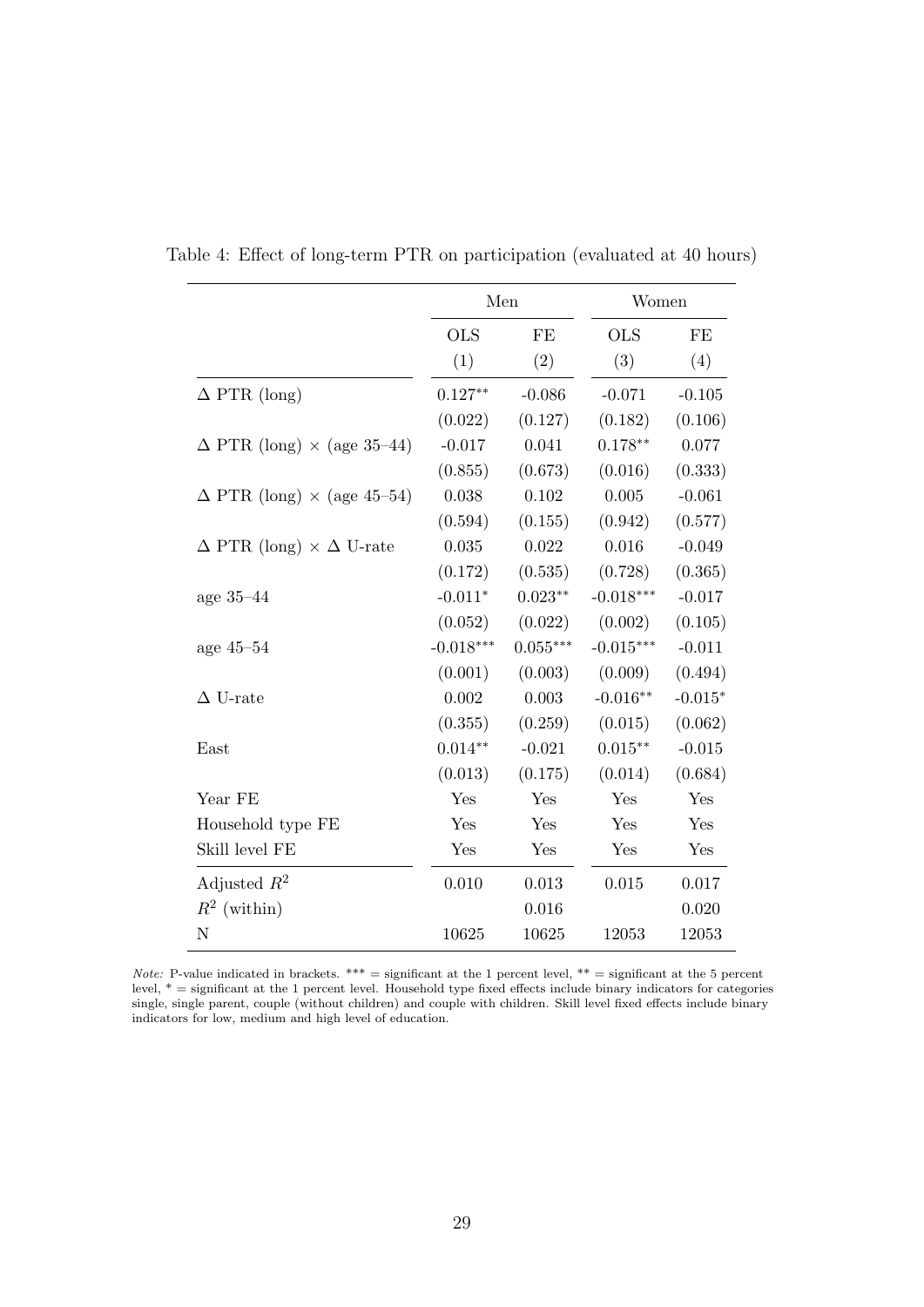Table 4: Effect of long-term PTR on participation (evaluated at 40 hours)

| | Men | | Women | |
|---|---|---|---|---|
| | OLS | FE | OLS | FE |
| | (1) | (2) | (3) | (4) |
| $\Delta$ PTR (long) | $0.127^{**}$ | -0.086 | -0.071 | -0.105 |
| | (0.022) | (0.127) | (0.182) | (0.106) |
| $\Delta$ PTR (long) $\times$ (age 35–44) | -0.017 | 0.041 | $0.178^{**}$ | 0.077 |
| | (0.855) | (0.673) | (0.016) | (0.333) |
| $\Delta$ PTR (long) $\times$ (age 45–54) | 0.038 | 0.102 | 0.005 | -0.061 |
| | (0.594) | (0.155) | (0.942) | (0.577) |
| $\Delta$ PTR (long) $\times$ $\Delta$ U-rate | 0.035 | 0.022 | 0.016 | -0.049 |
| | (0.172) | (0.535) | (0.728) | (0.365) |
| age 35–44 | $-0.011^{*}$ | $0.023^{**}$ | $-0.018^{***}$ | -0.017 |
| | (0.052) | (0.022) | (0.002) | (0.105) |
| age 45–54 | $-0.018^{***}$ | $0.055^{***}$ | $-0.015^{***}$ | -0.011 |
| | (0.001) | (0.003) | (0.009) | (0.494) |
| $\Delta$ U-rate | 0.002 | 0.003 | $-0.016^{**}$ | $-0.015^{*}$ |
| | (0.355) | (0.259) | (0.015) | (0.062) |
| East | $0.014^{**}$ | -0.021 | $0.015^{**}$ | -0.015 |
| | (0.013) | (0.175) | (0.014) | (0.684) |
| Year FE | Yes | Yes | Yes | Yes |
| Household type FE | Yes | Yes | Yes | Yes |
| Skill level FE | Yes | Yes | Yes | Yes |
| Adjusted $R^2$ | 0.010 | 0.013 | 0.015 | 0.017 |
| $R^2$ (within) | | 0.016 | | 0.020 |
| N | 10625 | 10625 | 12053 | 12053 |

*Note:* P-value indicated in brackets. *** = significant at the 1 percent level, ** = significant at the 5 percent level, * = significant at the 1 percent level. Household type fixed effects include binary indicators for categories single, single parent, couple (without children) and couple with children. Skill level fixed effects include binary indicators for low, medium and high level of education.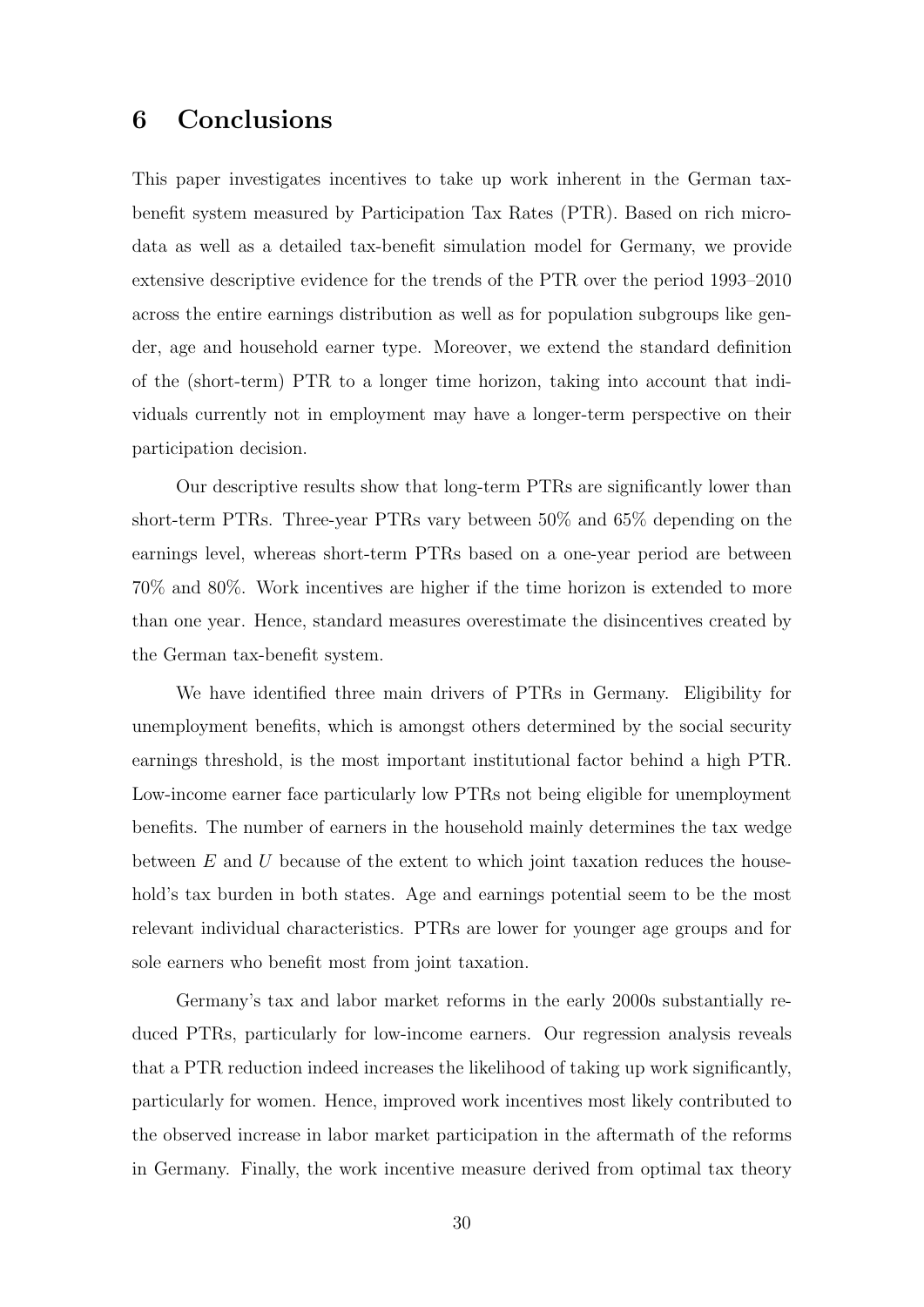## 6 Conclusions

This paper investigates incentives to take up work inherent in the German tax-benefit system measured by Participation Tax Rates (PTR). Based on rich micro-data as well as a detailed tax-benefit simulation model for Germany, we provide extensive descriptive evidence for the trends of the PTR over the period 1993–2010 across the entire earnings distribution as well as for population subgroups like gender, age and household earner type. Moreover, we extend the standard definition of the (short-term) PTR to a longer time horizon, taking into account that individuals currently not in employment may have a longer-term perspective on their participation decision.

Our descriptive results show that long-term PTRs are significantly lower than short-term PTRs. Three-year PTRs vary between 50% and 65% depending on the earnings level, whereas short-term PTRs based on a one-year period are between 70% and 80%. Work incentives are higher if the time horizon is extended to more than one year. Hence, standard measures overestimate the disincentives created by the German tax-benefit system.

We have identified three main drivers of PTRs in Germany. Eligibility for unemployment benefits, which is amongst others determined by the social security earnings threshold, is the most important institutional factor behind a high PTR. Low-income earner face particularly low PTRs not being eligible for unemployment benefits. The number of earners in the household mainly determines the tax wedge between $E$ and $U$ because of the extent to which joint taxation reduces the household's tax burden in both states. Age and earnings potential seem to be the most relevant individual characteristics. PTRs are lower for younger age groups and for sole earners who benefit most from joint taxation.

Germany's tax and labor market reforms in the early 2000s substantially reduced PTRs, particularly for low-income earners. Our regression analysis reveals that a PTR reduction indeed increases the likelihood of taking up work significantly, particularly for women. Hence, improved work incentives most likely contributed to the observed increase in labor market participation in the aftermath of the reforms in Germany. Finally, the work incentive measure derived from optimal tax theory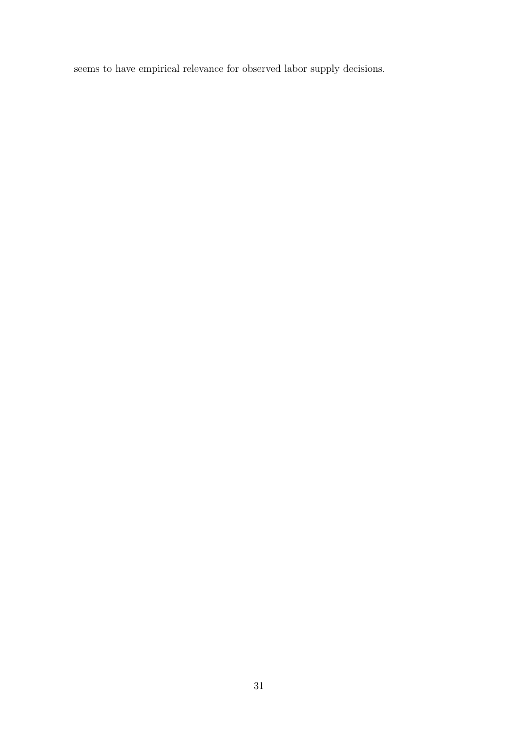seems to have empirical relevance for observed labor supply decisions.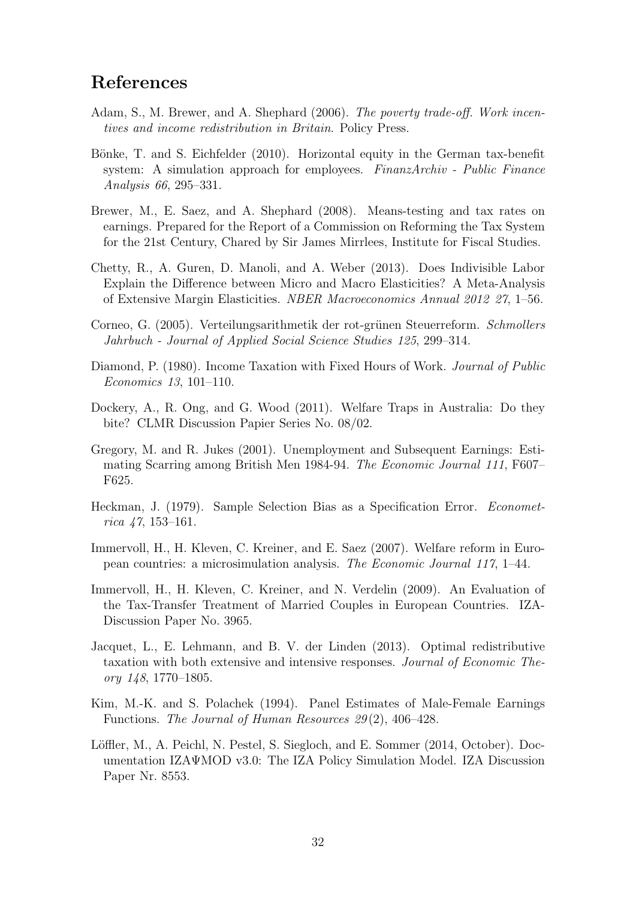# References

Adam, S., M. Brewer, and A. Shephard (2006). *The poverty trade-off. Work incentives and income redistribution in Britain*. Policy Press.

Bönke, T. and S. Eichfelder (2010). Horizontal equity in the German tax-benefit system: A simulation approach for employees. *FinanzArchiv - Public Finance Analysis 66*, 295–331.

Brewer, M., E. Saez, and A. Shephard (2008). Means-testing and tax rates on earnings. Prepared for the Report of a Commission on Reforming the Tax System for the 21st Century, Chared by Sir James Mirrlees, Institute for Fiscal Studies.

Chetty, R., A. Guren, D. Manoli, and A. Weber (2013). Does Indivisible Labor Explain the Difference between Micro and Macro Elasticities? A Meta-Analysis of Extensive Margin Elasticities. *NBER Macroeconomics Annual 2012 27*, 1–56.

Corneo, G. (2005). Verteilungsarithmetik der rot-grünen Steuerreform. *Schmollers Jahrbuch - Journal of Applied Social Science Studies 125*, 299–314.

Diamond, P. (1980). Income Taxation with Fixed Hours of Work. *Journal of Public Economics 13*, 101–110.

Dockery, A., R. Ong, and G. Wood (2011). Welfare Traps in Australia: Do they bite? CLMR Discussion Papier Series No. 08/02.

Gregory, M. and R. Jukes (2001). Unemployment and Subsequent Earnings: Estimating Scarring among British Men 1984-94. *The Economic Journal 111*, F607–F625.

Heckman, J. (1979). Sample Selection Bias as a Specification Error. *Econometrica 47*, 153–161.

Immervoll, H., H. Kleven, C. Kreiner, and E. Saez (2007). Welfare reform in European countries: a microsimulation analysis. *The Economic Journal 117*, 1–44.

Immervoll, H., H. Kleven, C. Kreiner, and N. Verdelin (2009). An Evaluation of the Tax-Transfer Treatment of Married Couples in European Countries. IZA-Discussion Paper No. 3965.

Jacquet, L., E. Lehmann, and B. V. der Linden (2013). Optimal redistributive taxation with both extensive and intensive responses. *Journal of Economic Theory 148*, 1770–1805.

Kim, M.-K. and S. Polachek (1994). Panel Estimates of Male-Female Earnings Functions. *The Journal of Human Resources 29*(2), 406–428.

Löffler, M., A. Peichl, N. Pestel, S. Siegloch, and E. Sommer (2014, October). Documentation IZAΨMOD v3.0: The IZA Policy Simulation Model. IZA Discussion Paper Nr. 8553.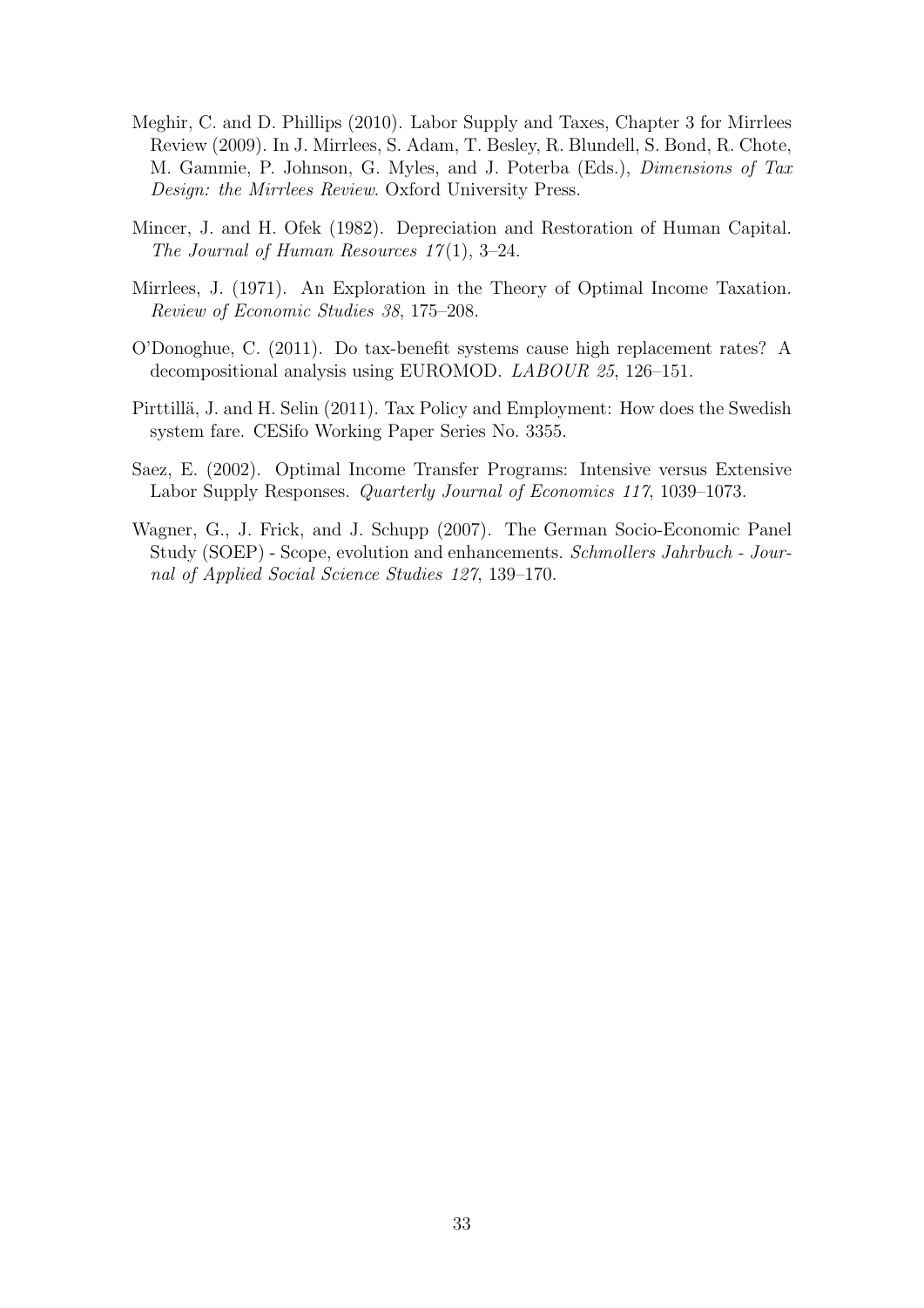Meghir, C. and D. Phillips (2010). Labor Supply and Taxes, Chapter 3 for Mirrlees Review (2009). In J. Mirrlees, S. Adam, T. Besley, R. Blundell, S. Bond, R. Chote, M. Gammie, P. Johnson, G. Myles, and J. Poterba (Eds.), *Dimensions of Tax Design: the Mirrlees Review*. Oxford University Press.

Mincer, J. and H. Ofek (1982). Depreciation and Restoration of Human Capital. *The Journal of Human Resources 17*(1), 3–24.

Mirrlees, J. (1971). An Exploration in the Theory of Optimal Income Taxation. *Review of Economic Studies 38*, 175–208.

O'Donoghue, C. (2011). Do tax-benefit systems cause high replacement rates? A decompositional analysis using EUROMOD. *LABOUR 25*, 126–151.

Pirttillä, J. and H. Selin (2011). Tax Policy and Employment: How does the Swedish system fare. CESifo Working Paper Series No. 3355.

Saez, E. (2002). Optimal Income Transfer Programs: Intensive versus Extensive Labor Supply Responses. *Quarterly Journal of Economics 117*, 1039–1073.

Wagner, G., J. Frick, and J. Schupp (2007). The German Socio-Economic Panel Study (SOEP) - Scope, evolution and enhancements. *Schmollers Jahrbuch - Journal of Applied Social Science Studies 127*, 139–170.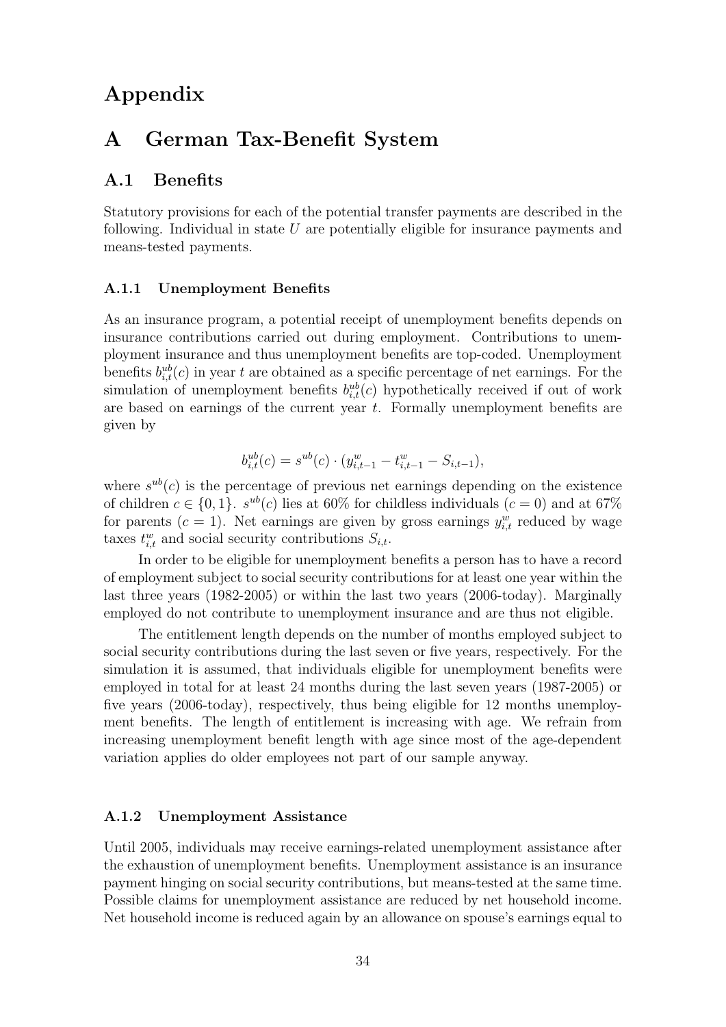# Appendix

# A German Tax-Benefit System

## A.1 Benefits

Statutory provisions for each of the potential transfer payments are described in the following. Individual in state $U$ are potentially eligible for insurance payments and means-tested payments.

### A.1.1 Unemployment Benefits

As an insurance program, a potential receipt of unemployment benefits depends on insurance contributions carried out during employment. Contributions to unemployment insurance and thus unemployment benefits are top-coded. Unemployment benefits $b^{ub}_{i,t}(c)$ in year $t$ are obtained as a specific percentage of net earnings. For the simulation of unemployment benefits $b^{ub}_{i,t}(c)$ hypothetically received if out of work are based on earnings of the current year $t$. Formally unemployment benefits are given by

$$b^{ub}_{i,t}(c) = s^{ub}(c) \cdot (y^{w}_{i,t-1} - t^{w}_{i,t-1} - S_{i,t-1}),$$

where $s^{ub}(c)$ is the percentage of previous net earnings depending on the existence of children $c \in \{0, 1\}$. $s^{ub}(c)$ lies at 60% for childless individuals ($c = 0$) and at 67% for parents ($c = 1$). Net earnings are given by gross earnings $y^{w}_{i,t}$ reduced by wage taxes $t^{w}_{i,t}$ and social security contributions $S_{i,t}$.

In order to be eligible for unemployment benefits a person has to have a record of employment subject to social security contributions for at least one year within the last three years (1982-2005) or within the last two years (2006-today). Marginally employed do not contribute to unemployment insurance and are thus not eligible.

The entitlement length depends on the number of months employed subject to social security contributions during the last seven or five years, respectively. For the simulation it is assumed, that individuals eligible for unemployment benefits were employed in total for at least 24 months during the last seven years (1987-2005) or five years (2006-today), respectively, thus being eligible for 12 months unemployment benefits. The length of entitlement is increasing with age. We refrain from increasing unemployment benefit length with age since most of the age-dependent variation applies do older employees not part of our sample anyway.

### A.1.2 Unemployment Assistance

Until 2005, individuals may receive earnings-related unemployment assistance after the exhaustion of unemployment benefits. Unemployment assistance is an insurance payment hinging on social security contributions, but means-tested at the same time. Possible claims for unemployment assistance are reduced by net household income. Net household income is reduced again by an allowance on spouse's earnings equal to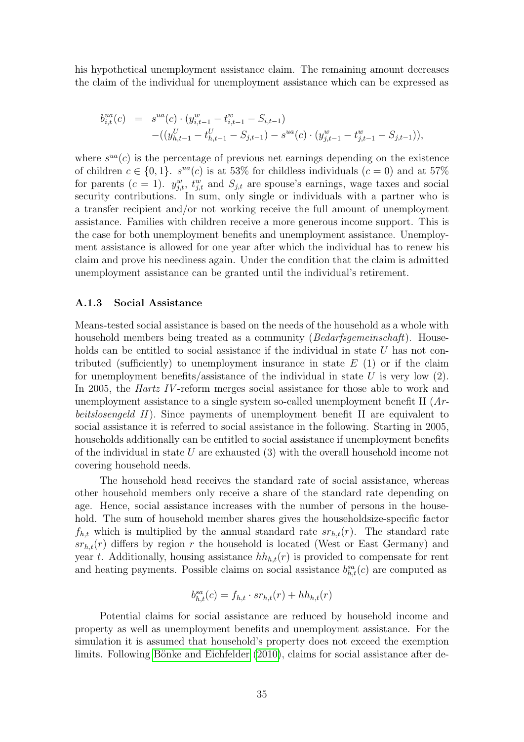his hypothetical unemployment assistance claim. The remaining amount decreases the claim of the individual for unemployment assistance which can be expressed as

$$
\begin{aligned}
b^{ua}_{i,t}(c) \;&=\; s^{ua}(c) \cdot (y^{w}_{i,t-1} - t^{w}_{i,t-1} - S_{i,t-1}) \\
&\quad -((y^{U}_{h,t-1} - t^{U}_{h,t-1} - S_{j,t-1}) - s^{ua}(c) \cdot (y^{w}_{j,t-1} - t^{w}_{j,t-1} - S_{j,t-1})),
\end{aligned}
$$

where $s^{ua}(c)$ is the percentage of previous net earnings depending on the existence of children $c \in \{0, 1\}$. $s^{ua}(c)$ is at 53% for childless individuals ($c = 0$) and at 57% for parents ($c = 1$). $y^{w}_{j,t}$, $t^{w}_{j,t}$ and $S_{j,t}$ are spouse's earnings, wage taxes and social security contributions. In sum, only single or individuals with a partner who is a transfer recipient and/or not working receive the full amount of unemployment assistance. Families with children receive a more generous income support. This is the case for both unemployment benefits and unemployment assistance. Unemployment assistance is allowed for one year after which the individual has to renew his claim and prove his neediness again. Under the condition that the claim is admitted unemployment assistance can be granted until the individual's retirement.

### A.1.3 Social Assistance

Means-tested social assistance is based on the needs of the household as a whole with household members being treated as a community (*Bedarfsgemeinschaft*). Households can be entitled to social assistance if the individual in state $U$ has not contributed (sufficiently) to unemployment insurance in state $E$ (1) or if the claim for unemployment benefits/assistance of the individual in state $U$ is very low (2). In 2005, the *Hartz IV*-reform merges social assistance for those able to work and unemployment assistance to a single system so-called unemployment benefit II (*Arbeitslosengeld II*). Since payments of unemployment benefit II are equivalent to social assistance it is referred to social assistance in the following. Starting in 2005, households additionally can be entitled to social assistance if unemployment benefits of the individual in state $U$ are exhausted (3) with the overall household income not covering household needs.

The household head receives the standard rate of social assistance, whereas other household members only receive a share of the standard rate depending on age. Hence, social assistance increases with the number of persons in the household. The sum of household member shares gives the householdsize-specific factor $f_{h,t}$ which is multiplied by the annual standard rate $sr_{h,t}(r)$. The standard rate $sr_{h,t}(r)$ differs by region $r$ the household is located (West or East Germany) and year $t$. Additionally, housing assistance $hh_{h,t}(r)$ is provided to compensate for rent and heating payments. Possible claims on social assistance $b^{sa}_{h,t}(c)$ are computed as

$$
b^{sa}_{h,t}(c) = f_{h,t} \cdot sr_{h,t}(r) + hh_{h,t}(r)
$$

Potential claims for social assistance are reduced by household income and property as well as unemployment benefits and unemployment assistance. For the simulation it is assumed that household's property does not exceed the exemption limits. Following Bönke and Eichfelder (2010), claims for social assistance after de-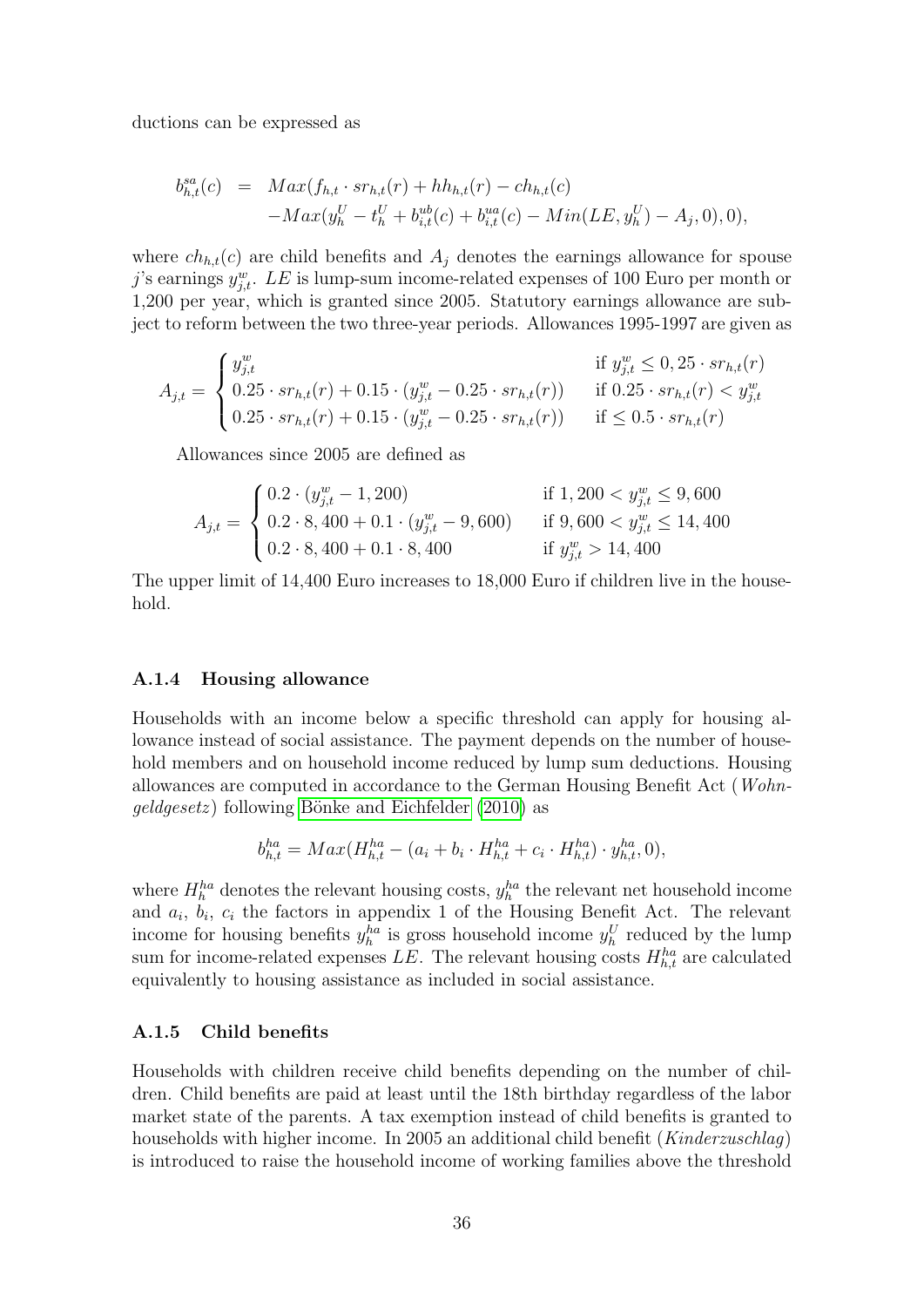ductions can be expressed as

$$
\begin{aligned}
b_{h,t}^{sa}(c) &= Max(f_{h,t} \cdot sr_{h,t}(r) + hh_{h,t}(r) - ch_{h,t}(c) \\
&\quad - Max(y_h^U - t_h^U + b_{i,t}^{ub}(c) + b_{i,t}^{ua}(c) - Min(LE, y_h^U) - A_j, 0), 0),
\end{aligned}
$$

where $ch_{h,t}(c)$ are child benefits and $A_j$ denotes the earnings allowance for spouse $j$'s earnings $y_{j,t}^w$. $LE$ is lump-sum income-related expenses of 100 Euro per month or 1,200 per year, which is granted since 2005. Statutory earnings allowance are subject to reform between the two three-year periods. Allowances 1995-1997 are given as

$$
A_{j,t} = \begin{cases} y_{j,t}^w & \text{if } y_{j,t}^w \leq 0,25 \cdot sr_{h,t}(r) \\ 0.25 \cdot sr_{h,t}(r) + 0.15 \cdot (y_{j,t}^w - 0.25 \cdot sr_{h,t}(r)) & \text{if } 0.25 \cdot sr_{h,t}(r) < y_{j,t}^w \\ 0.25 \cdot sr_{h,t}(r) + 0.15 \cdot (y_{j,t}^w - 0.25 \cdot sr_{h,t}(r)) & \text{if } \leq 0.5 \cdot sr_{h,t}(r) \end{cases}
$$

Allowances since 2005 are defined as

$$
A_{j,t} = \begin{cases} 0.2 \cdot (y_{j,t}^w - 1,200) & \text{if } 1,200 < y_{j,t}^w \leq 9,600 \\ 0.2 \cdot 8,400 + 0.1 \cdot (y_{j,t}^w - 9,600) & \text{if } 9,600 < y_{j,t}^w \leq 14,400 \\ 0.2 \cdot 8,400 + 0.1 \cdot 8,400 & \text{if } y_{j,t}^w > 14,400 \end{cases}
$$

The upper limit of 14,400 Euro increases to 18,000 Euro if children live in the household.

### A.1.4 Housing allowance

Households with an income below a specific threshold can apply for housing allowance instead of social assistance. The payment depends on the number of household members and on household income reduced by lump sum deductions. Housing allowances are computed in accordance to the German Housing Benefit Act (*Wohngeldgesetz*) following Bönke and Eichfelder (2010) as

$$
b_{h,t}^{ha} = Max(H_{h,t}^{ha} - (a_i + b_i \cdot H_{h,t}^{ha} + c_i \cdot H_{h,t}^{ha}) \cdot y_{h,t}^{ha}, 0),
$$

where $H_h^{ha}$ denotes the relevant housing costs, $y_h^{ha}$ the relevant net household income and $a_i$, $b_i$, $c_i$ the factors in appendix 1 of the Housing Benefit Act. The relevant income for housing benefits $y_h^{ha}$ is gross household income $y_h^U$ reduced by the lump sum for income-related expenses $LE$. The relevant housing costs $H_{h,t}^{ha}$ are calculated equivalently to housing assistance as included in social assistance.

### A.1.5 Child benefits

Households with children receive child benefits depending on the number of children. Child benefits are paid at least until the 18th birthday regardless of the labor market state of the parents. A tax exemption instead of child benefits is granted to households with higher income. In 2005 an additional child benefit (*Kinderzuschlag*) is introduced to raise the household income of working families above the threshold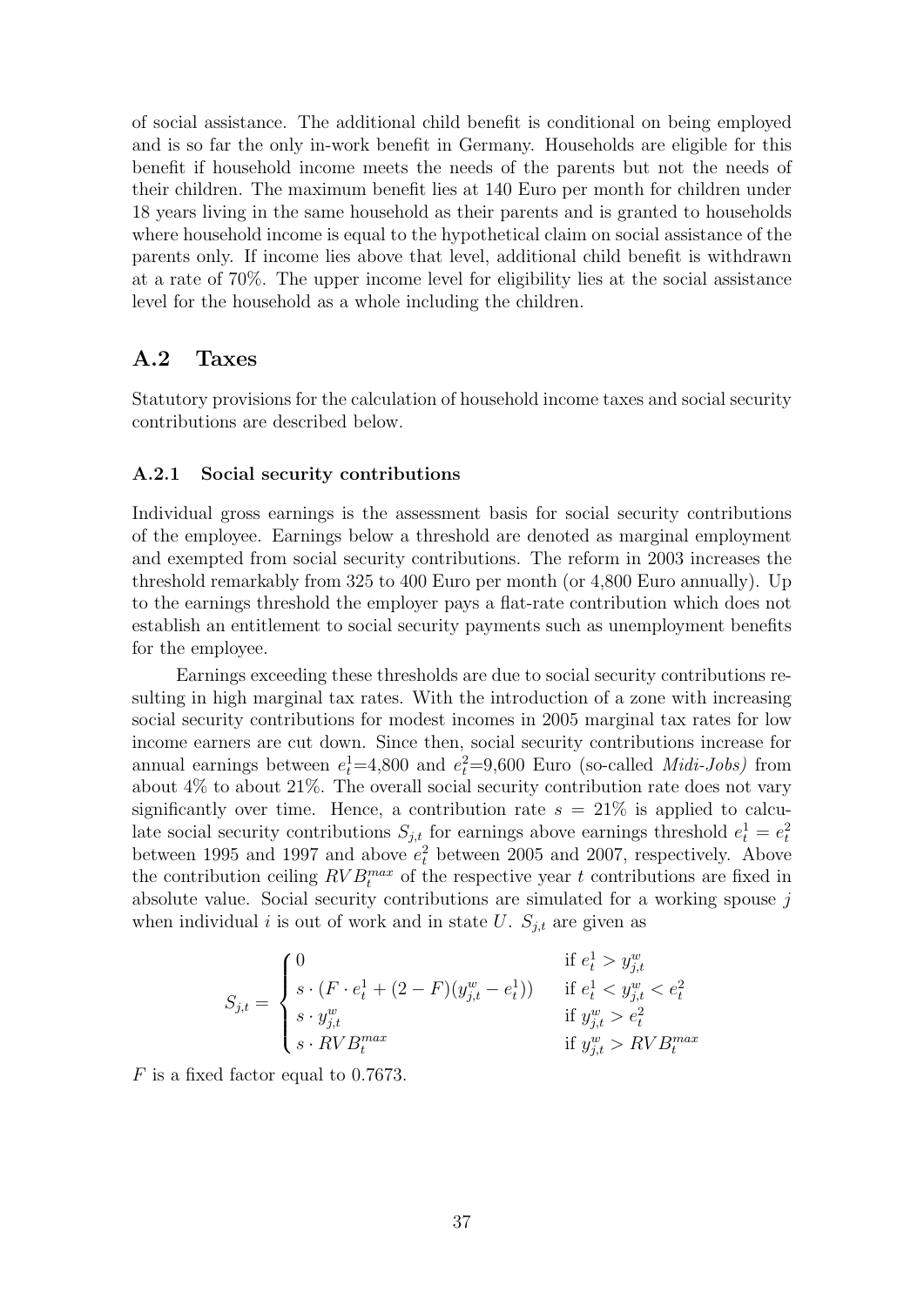of social assistance. The additional child benefit is conditional on being employed and is so far the only in-work benefit in Germany. Households are eligible for this benefit if household income meets the needs of the parents but not the needs of their children. The maximum benefit lies at 140 Euro per month for children under 18 years living in the same household as their parents and is granted to households where household income is equal to the hypothetical claim on social assistance of the parents only. If income lies above that level, additional child benefit is withdrawn at a rate of 70%. The upper income level for eligibility lies at the social assistance level for the household as a whole including the children.

## A.2 Taxes

Statutory provisions for the calculation of household income taxes and social security contributions are described below.

### A.2.1 Social security contributions

Individual gross earnings is the assessment basis for social security contributions of the employee. Earnings below a threshold are denoted as marginal employment and exempted from social security contributions. The reform in 2003 increases the threshold remarkably from 325 to 400 Euro per month (or 4,800 Euro annually). Up to the earnings threshold the employer pays a flat-rate contribution which does not establish an entitlement to social security payments such as unemployment benefits for the employee.

Earnings exceeding these thresholds are due to social security contributions resulting in high marginal tax rates. With the introduction of a zone with increasing social security contributions for modest incomes in 2005 marginal tax rates for low income earners are cut down. Since then, social security contributions increase for annual earnings between $e_t^1$=4,800 and $e_t^2$=9,600 Euro (so-called *Midi-Jobs)* from about 4% to about 21%. The overall social security contribution rate does not vary significantly over time. Hence, a contribution rate $s = 21\%$ is applied to calculate social security contributions $S_{j,t}$ for earnings above earnings threshold $e_t^1 = e_t^2$ between 1995 and 1997 and above $e_t^2$ between 2005 and 2007, respectively. Above the contribution ceiling $RVB_t^{max}$ of the respective year $t$ contributions are fixed in absolute value. Social security contributions are simulated for a working spouse $j$ when individual $i$ is out of work and in state $U$. $S_{j,t}$ are given as

$$S_{j,t} = \begin{cases} 0 & \text{if } e_t^1 > y_{j,t}^w \\ s \cdot (F \cdot e_t^1 + (2 - F)(y_{j,t}^w - e_t^1)) & \text{if } e_t^1 < y_{j,t}^w < e_t^2 \\ s \cdot y_{j,t}^w & \text{if } y_{j,t}^w > e_t^2 \\ s \cdot RVB_t^{max} & \text{if } y_{j,t}^w > RVB_t^{max} \end{cases}$$

$F$ is a fixed factor equal to 0.7673.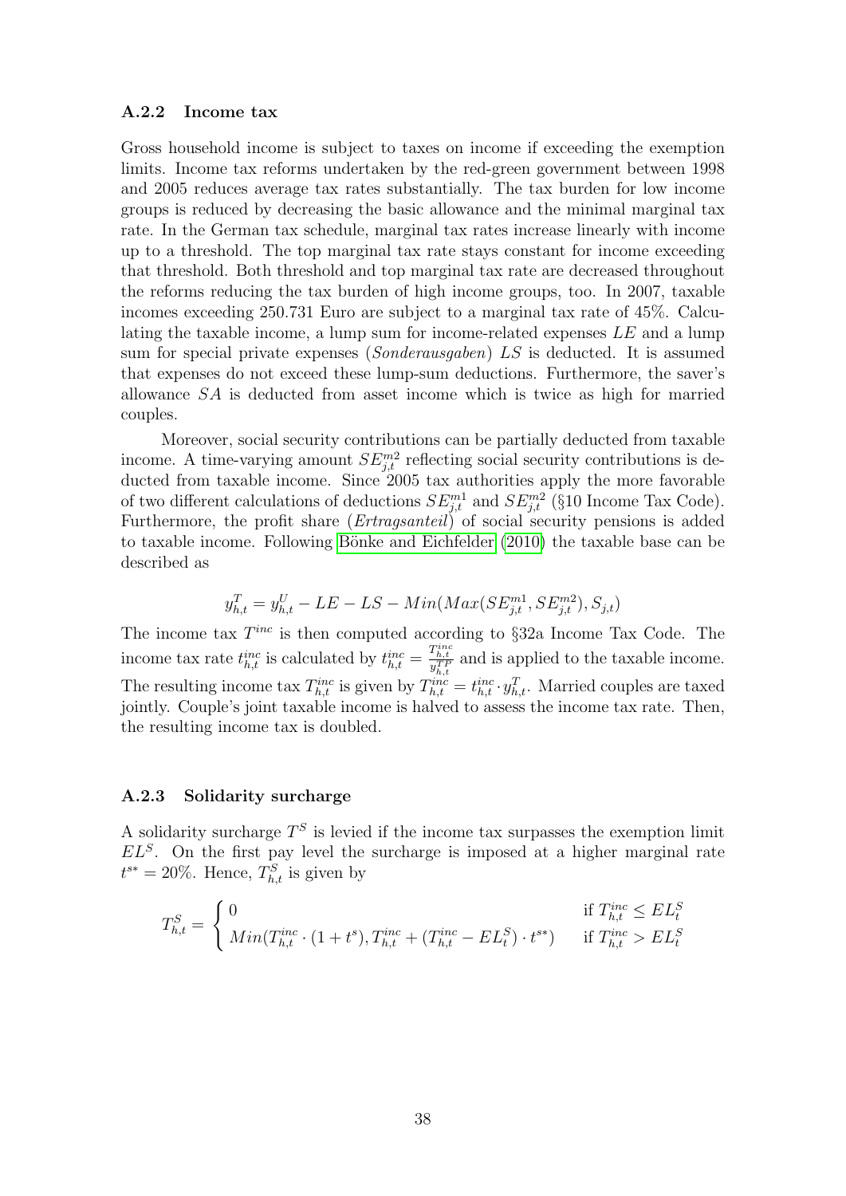### A.2.2 Income tax

Gross household income is subject to taxes on income if exceeding the exemption limits. Income tax reforms undertaken by the red-green government between 1998 and 2005 reduces average tax rates substantially. The tax burden for low income groups is reduced by decreasing the basic allowance and the minimal marginal tax rate. In the German tax schedule, marginal tax rates increase linearly with income up to a threshold. The top marginal tax rate stays constant for income exceeding that threshold. Both threshold and top marginal tax rate are decreased throughout the reforms reducing the tax burden of high income groups, too. In 2007, taxable incomes exceeding 250.731 Euro are subject to a marginal tax rate of 45%. Calculating the taxable income, a lump sum for income-related expenses $LE$ and a lump sum for special private expenses (*Sonderausgaben*) $LS$ is deducted. It is assumed that expenses do not exceed these lump-sum deductions. Furthermore, the saver's allowance $SA$ is deducted from asset income which is twice as high for married couples.

Moreover, social security contributions can be partially deducted from taxable income. A time-varying amount $SE_{j,t}^{m2}$ reflecting social security contributions is deducted from taxable income. Since 2005 tax authorities apply the more favorable of two different calculations of deductions $SE_{j,t}^{m1}$ and $SE_{j,t}^{m2}$ (§10 Income Tax Code). Furthermore, the profit share (*Ertragsanteil*) of social security pensions is added to taxable income. Following Bönke and Eichfelder (2010) the taxable base can be described as

$$y_{h,t}^{T} = y_{h,t}^{U} - LE - LS - Min(Max(SE_{j,t}^{m1}, SE_{j,t}^{m2}), S_{j,t})$$

The income tax $T^{inc}$ is then computed according to §32a Income Tax Code. The income tax rate $t_{h,t}^{inc}$ is calculated by $t_{h,t}^{inc} = \frac{T_{h,t}^{inc}}{y_{h,t}^{TP}}$ and is applied to the taxable income. The resulting income tax $T_{h,t}^{inc}$ is given by $T_{h,t}^{inc} = t_{h,t}^{inc} \cdot y_{h,t}^{T}$. Married couples are taxed jointly. Couple's joint taxable income is halved to assess the income tax rate. Then, the resulting income tax is doubled.

### A.2.3 Solidarity surcharge

A solidarity surcharge $T^S$ is levied if the income tax surpasses the exemption limit $EL^S$. On the first pay level the surcharge is imposed at a higher marginal rate $t^{s*} = 20\%$. Hence, $T_{h,t}^{S}$ is given by

$$T_{h,t}^{S} = \begin{cases} 0 & \text{if } T_{h,t}^{inc} \leq EL_t^S \\ Min(T_{h,t}^{inc} \cdot (1 + t^s), T_{h,t}^{inc} + (T_{h,t}^{inc} - EL_t^S) \cdot t^{s*}) & \text{if } T_{h,t}^{inc} > EL_t^S \end{cases}$$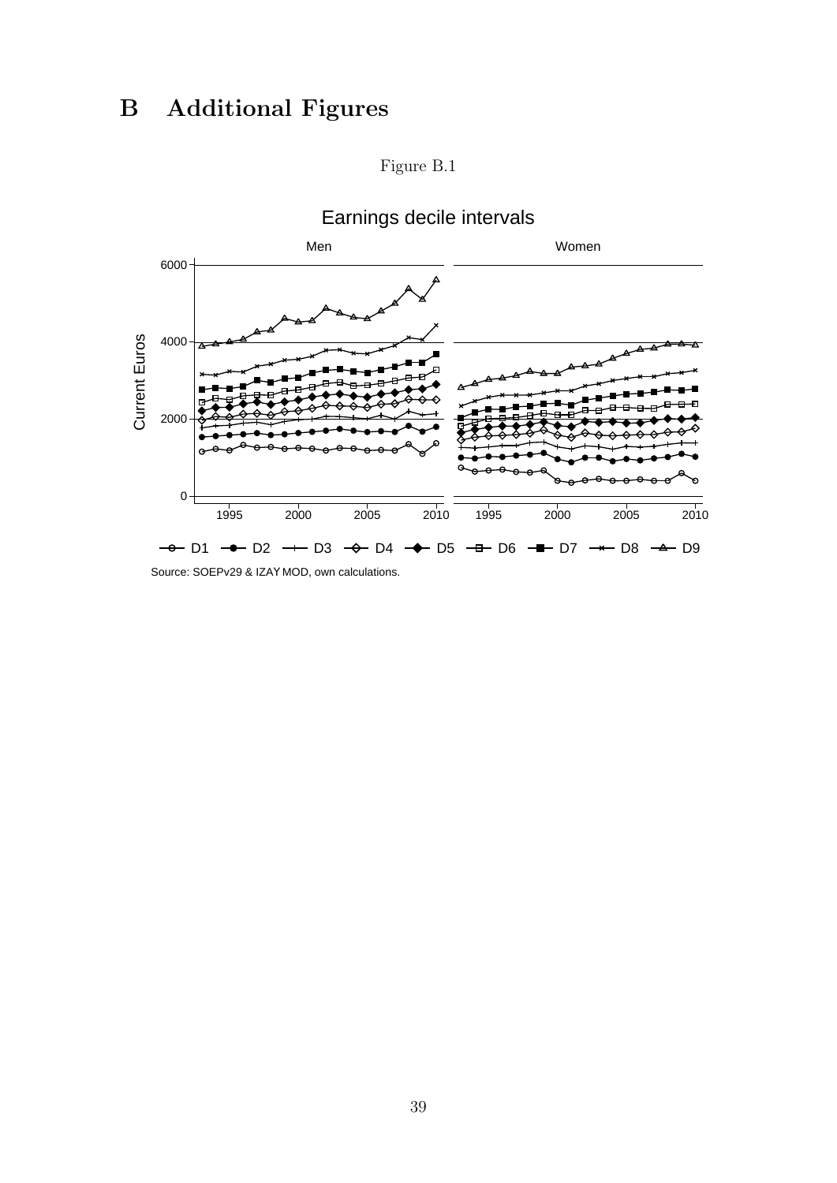# B Additional Figures

Figure B.1

Earnings decile intervals

Men

Women

Current Euros

6000

4000

2000

0

1995 2000 2005 2010 1995 2000 2005 2010

D1 D2 D3 D4 D5 D6 D7 D8 D9

Source: SOEPv29 & IZAΨMOD, own calculations.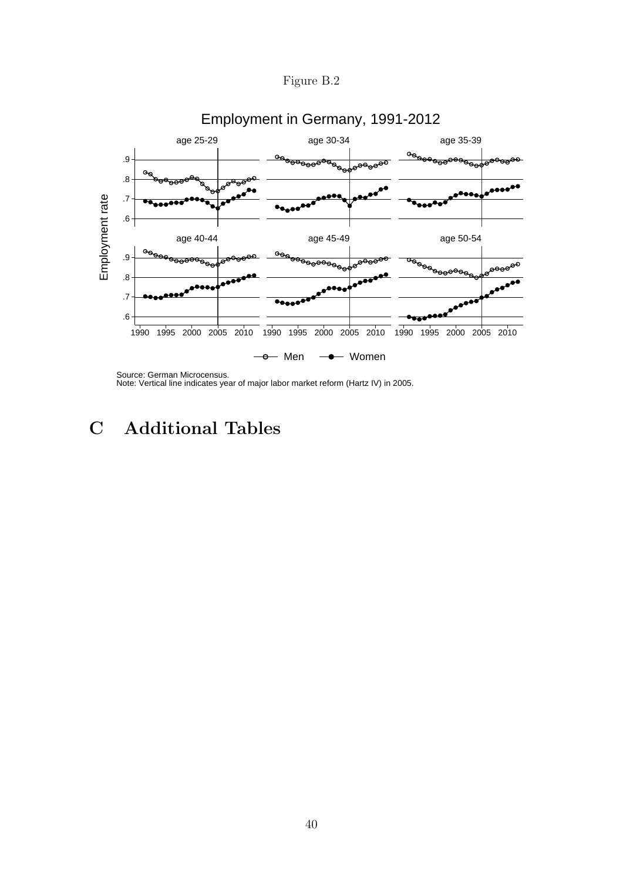Figure B.2

Employment in Germany, 1991-2012

Source: German Microcensus.
Note: Vertical line indicates year of major labor market reform (Hartz IV) in 2005.

# C Additional Tables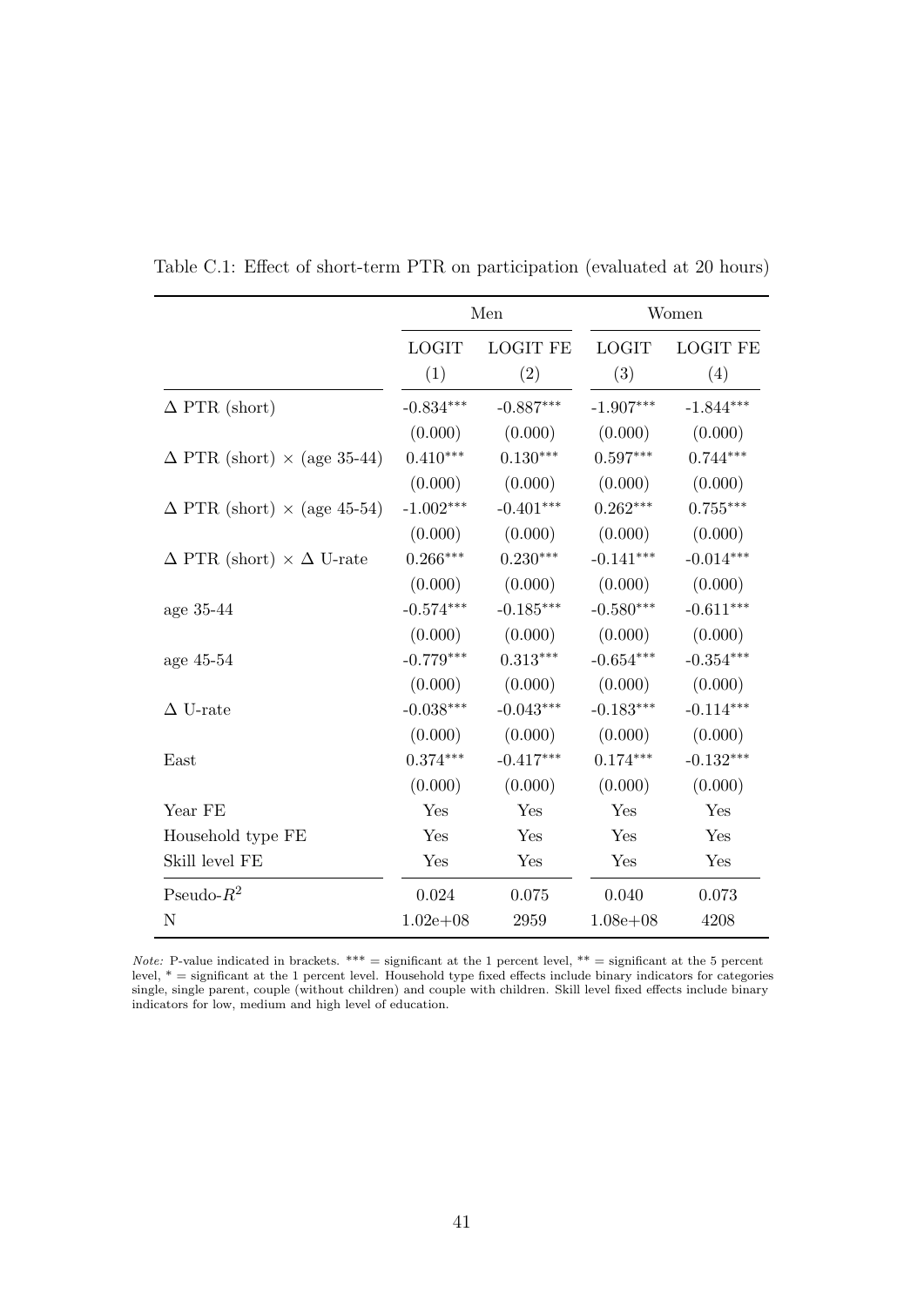Table C.1: Effect of short-term PTR on participation (evaluated at 20 hours)

| | Men | | Women | |
|---|---|---|---|---|
| | LOGIT | LOGIT FE | LOGIT | LOGIT FE |
| | (1) | (2) | (3) | (4) |
| $\Delta$ PTR (short) | -0.834*** | -0.887*** | -1.907*** | -1.844*** |
| | (0.000) | (0.000) | (0.000) | (0.000) |
| $\Delta$ PTR (short) $\times$ (age 35-44) | 0.410*** | 0.130*** | 0.597*** | 0.744*** |
| | (0.000) | (0.000) | (0.000) | (0.000) |
| $\Delta$ PTR (short) $\times$ (age 45-54) | -1.002*** | -0.401*** | 0.262*** | 0.755*** |
| | (0.000) | (0.000) | (0.000) | (0.000) |
| $\Delta$ PTR (short) $\times$ $\Delta$ U-rate | 0.266*** | 0.230*** | -0.141*** | -0.014*** |
| | (0.000) | (0.000) | (0.000) | (0.000) |
| age 35-44 | -0.574*** | -0.185*** | -0.580*** | -0.611*** |
| | (0.000) | (0.000) | (0.000) | (0.000) |
| age 45-54 | -0.779*** | 0.313*** | -0.654*** | -0.354*** |
| | (0.000) | (0.000) | (0.000) | (0.000) |
| $\Delta$ U-rate | -0.038*** | -0.043*** | -0.183*** | -0.114*** |
| | (0.000) | (0.000) | (0.000) | (0.000) |
| East | 0.374*** | -0.417*** | 0.174*** | -0.132*** |
| | (0.000) | (0.000) | (0.000) | (0.000) |
| Year FE | Yes | Yes | Yes | Yes |
| Household type FE | Yes | Yes | Yes | Yes |
| Skill level FE | Yes | Yes | Yes | Yes |
| Pseudo-$R^2$ | 0.024 | 0.075 | 0.040 | 0.073 |
| N | 1.02e+08 | 2959 | 1.08e+08 | 4208 |

*Note:* P-value indicated in brackets. *** = significant at the 1 percent level, ** = significant at the 5 percent level, * = significant at the 1 percent level. Household type fixed effects include binary indicators for categories single, single parent, couple (without children) and couple with children. Skill level fixed effects include binary indicators for low, medium and high level of education.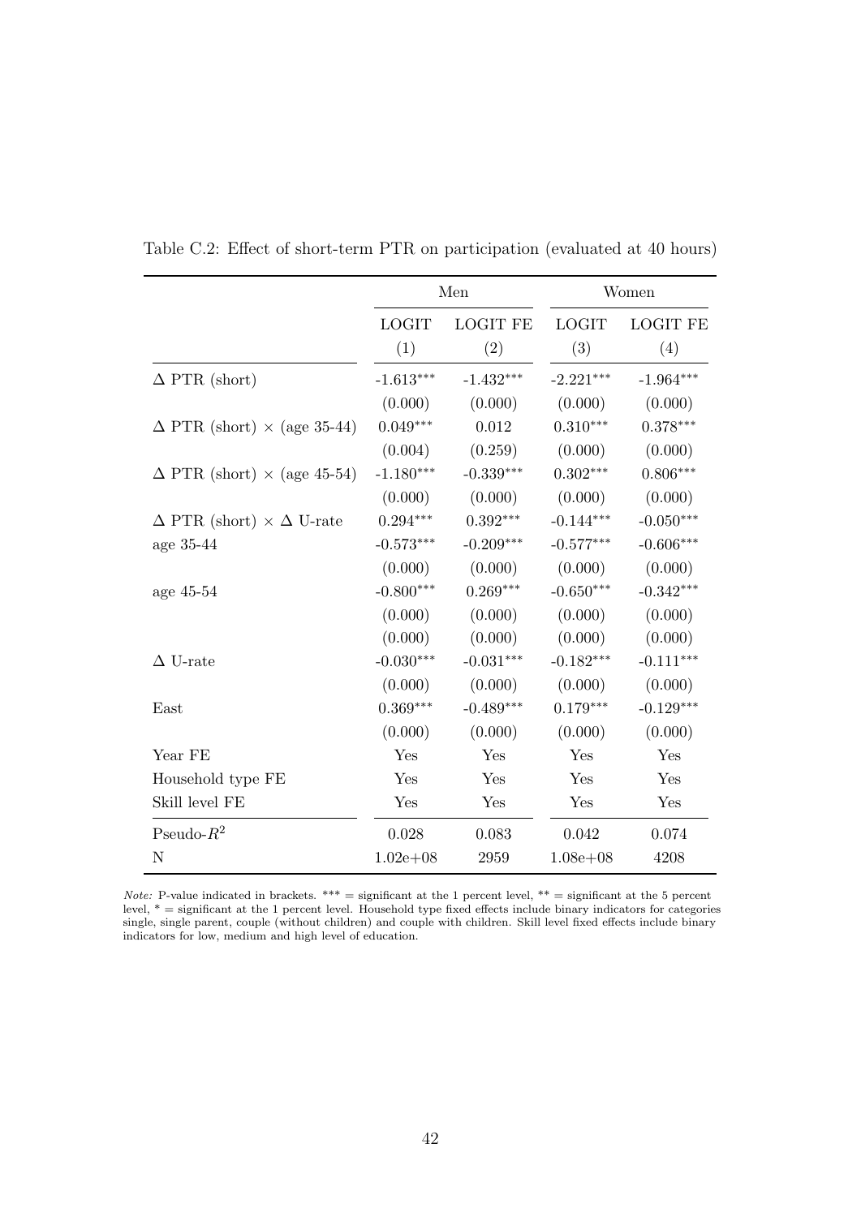Table C.2: Effect of short-term PTR on participation (evaluated at 40 hours)

| | Men | | Women | |
|---|---|---|---|---|
| | LOGIT | LOGIT FE | LOGIT | LOGIT FE |
| | (1) | (2) | (3) | (4) |
| $\Delta$ PTR (short) | $-1.613^{***}$ | $-1.432^{***}$ | $-2.221^{***}$ | $-1.964^{***}$ |
| | (0.000) | (0.000) | (0.000) | (0.000) |
| $\Delta$ PTR (short) $\times$ (age 35-44) | $0.049^{***}$ | 0.012 | $0.310^{***}$ | $0.378^{***}$ |
| | (0.004) | (0.259) | (0.000) | (0.000) |
| $\Delta$ PTR (short) $\times$ (age 45-54) | $-1.180^{***}$ | $-0.339^{***}$ | $0.302^{***}$ | $0.806^{***}$ |
| | (0.000) | (0.000) | (0.000) | (0.000) |
| $\Delta$ PTR (short) $\times$ $\Delta$ U-rate | $0.294^{***}$ | $0.392^{***}$ | $-0.144^{***}$ | $-0.050^{***}$ |
| age 35-44 | $-0.573^{***}$ | $-0.209^{***}$ | $-0.577^{***}$ | $-0.606^{***}$ |
| | (0.000) | (0.000) | (0.000) | (0.000) |
| age 45-54 | $-0.800^{***}$ | $0.269^{***}$ | $-0.650^{***}$ | $-0.342^{***}$ |
| | (0.000) | (0.000) | (0.000) | (0.000) |
| | (0.000) | (0.000) | (0.000) | (0.000) |
| $\Delta$ U-rate | $-0.030^{***}$ | $-0.031^{***}$ | $-0.182^{***}$ | $-0.111^{***}$ |
| | (0.000) | (0.000) | (0.000) | (0.000) |
| East | $0.369^{***}$ | $-0.489^{***}$ | $0.179^{***}$ | $-0.129^{***}$ |
| | (0.000) | (0.000) | (0.000) | (0.000) |
| Year FE | Yes | Yes | Yes | Yes |
| Household type FE | Yes | Yes | Yes | Yes |
| Skill level FE | Yes | Yes | Yes | Yes |
| Pseudo-$R^2$ | 0.028 | 0.083 | 0.042 | 0.074 |
| N | 1.02e+08 | 2959 | 1.08e+08 | 4208 |

*Note:* P-value indicated in brackets. *** = significant at the 1 percent level, ** = significant at the 5 percent level, * = significant at the 1 percent level. Household type fixed effects include binary indicators for categories single, single parent, couple (without children) and couple with children. Skill level fixed effects include binary indicators for low, medium and high level of education.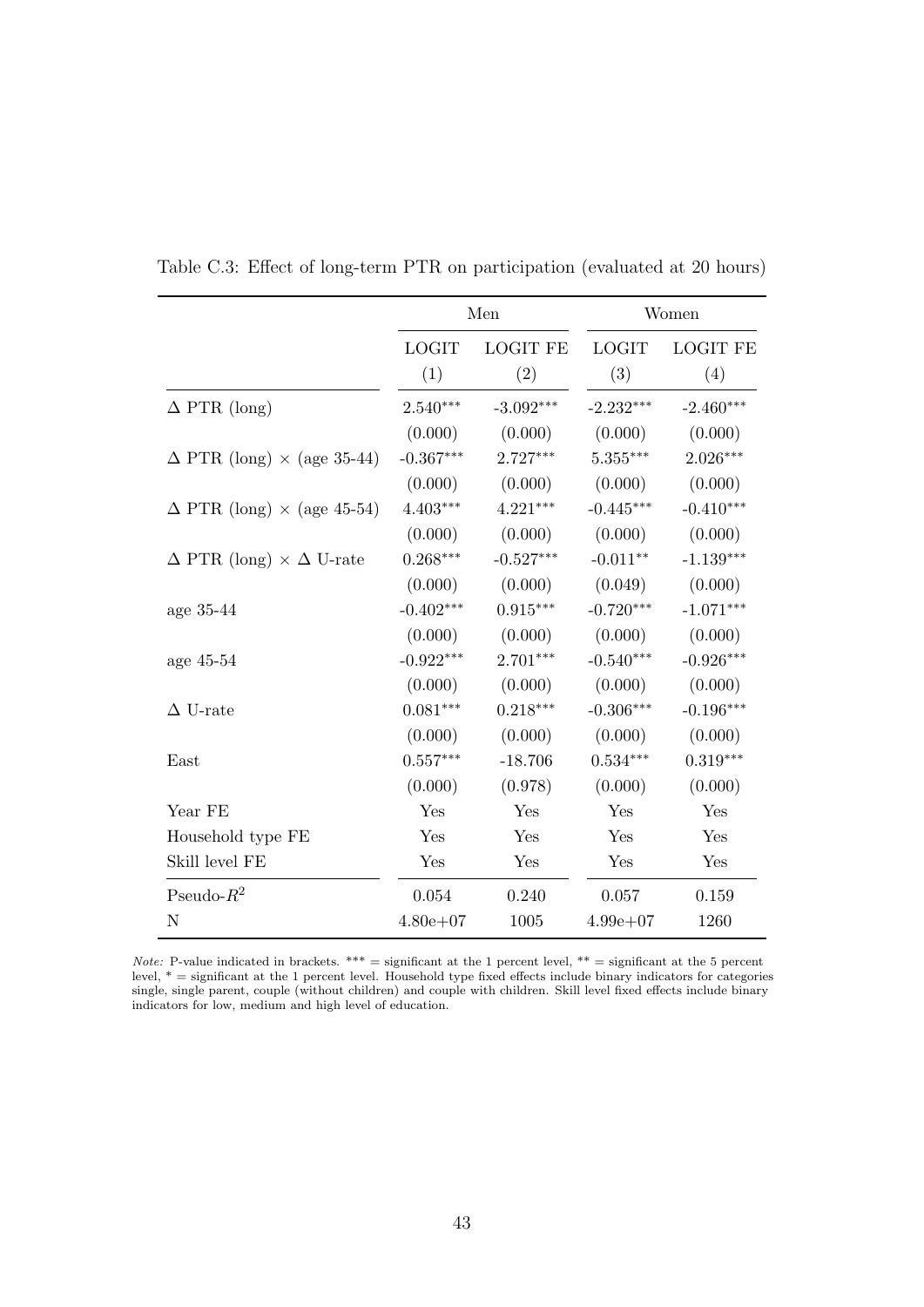Table C.3: Effect of long-term PTR on participation (evaluated at 20 hours)

| | Men | | Women | |
|---|---|---|---|---|
| | LOGIT | LOGIT FE | LOGIT | LOGIT FE |
| | (1) | (2) | (3) | (4) |
| $\Delta$ PTR (long) | 2.540*** | -3.092*** | -2.232*** | -2.460*** |
| | (0.000) | (0.000) | (0.000) | (0.000) |
| $\Delta$ PTR (long) $\times$ (age 35-44) | -0.367*** | 2.727*** | 5.355*** | 2.026*** |
| | (0.000) | (0.000) | (0.000) | (0.000) |
| $\Delta$ PTR (long) $\times$ (age 45-54) | 4.403*** | 4.221*** | -0.445*** | -0.410*** |
| | (0.000) | (0.000) | (0.000) | (0.000) |
| $\Delta$ PTR (long) $\times$ $\Delta$ U-rate | 0.268*** | -0.527*** | -0.011** | -1.139*** |
| | (0.000) | (0.000) | (0.049) | (0.000) |
| age 35-44 | -0.402*** | 0.915*** | -0.720*** | -1.071*** |
| | (0.000) | (0.000) | (0.000) | (0.000) |
| age 45-54 | -0.922*** | 2.701*** | -0.540*** | -0.926*** |
| | (0.000) | (0.000) | (0.000) | (0.000) |
| $\Delta$ U-rate | 0.081*** | 0.218*** | -0.306*** | -0.196*** |
| | (0.000) | (0.000) | (0.000) | (0.000) |
| East | 0.557*** | -18.706 | 0.534*** | 0.319*** |
| | (0.000) | (0.978) | (0.000) | (0.000) |
| Year FE | Yes | Yes | Yes | Yes |
| Household type FE | Yes | Yes | Yes | Yes |
| Skill level FE | Yes | Yes | Yes | Yes |
| Pseudo-$R^2$ | 0.054 | 0.240 | 0.057 | 0.159 |
| N | 4.80e+07 | 1005 | 4.99e+07 | 1260 |

*Note:* P-value indicated in brackets. *** = significant at the 1 percent level, ** = significant at the 5 percent level, * = significant at the 1 percent level. Household type fixed effects include binary indicators for categories single, single parent, couple (without children) and couple with children. Skill level fixed effects include binary indicators for low, medium and high level of education.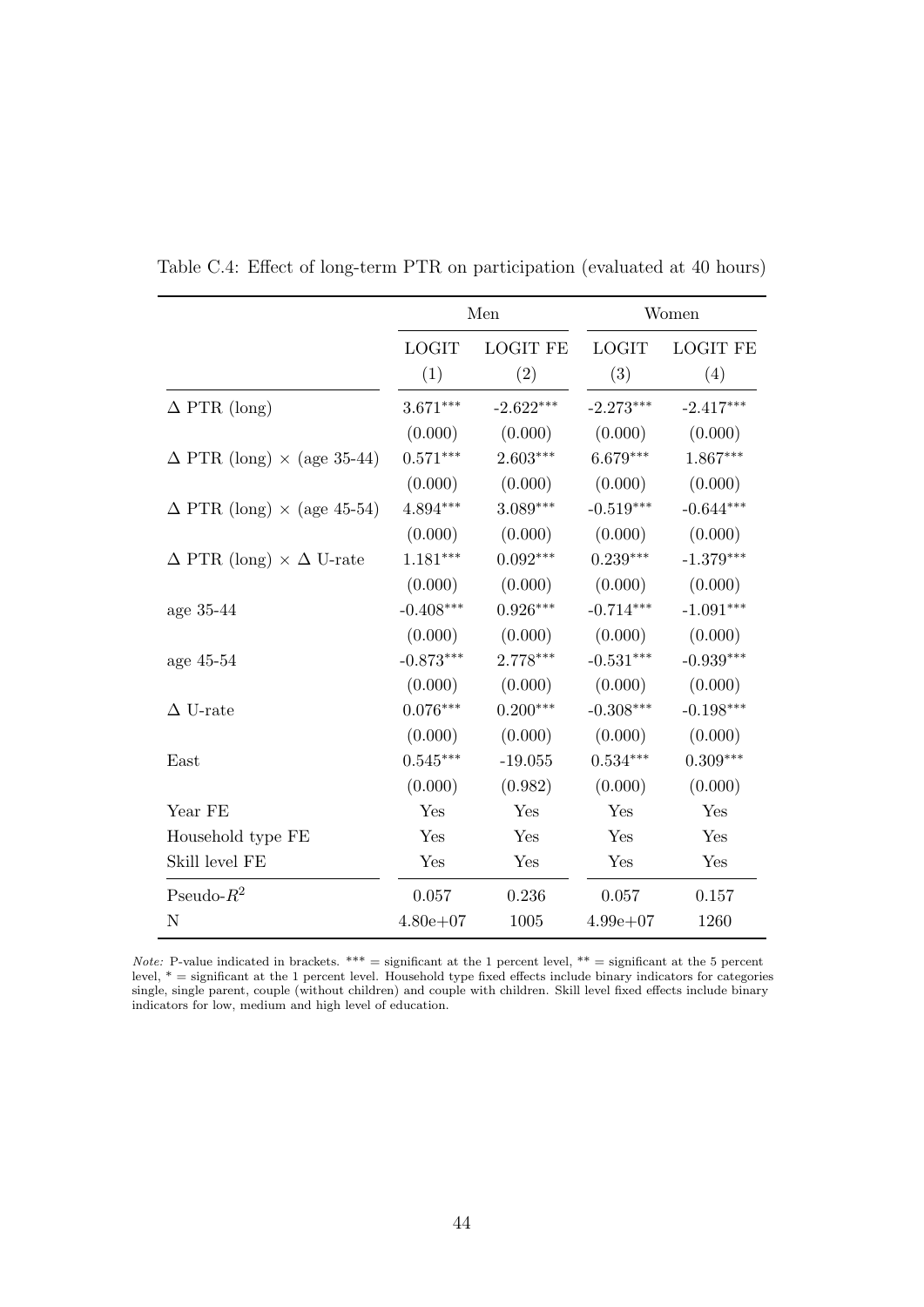Table C.4: Effect of long-term PTR on participation (evaluated at 40 hours)

| | Men | | Women | |
|---|---|---|---|---|
| | LOGIT | LOGIT FE | LOGIT | LOGIT FE |
| | (1) | (2) | (3) | (4) |
| Δ PTR (long) | 3.671*** | -2.622*** | -2.273*** | -2.417*** |
| | (0.000) | (0.000) | (0.000) | (0.000) |
| Δ PTR (long) × (age 35-44) | 0.571*** | 2.603*** | 6.679*** | 1.867*** |
| | (0.000) | (0.000) | (0.000) | (0.000) |
| Δ PTR (long) × (age 45-54) | 4.894*** | 3.089*** | -0.519*** | -0.644*** |
| | (0.000) | (0.000) | (0.000) | (0.000) |
| Δ PTR (long) × Δ U-rate | 1.181*** | 0.092*** | 0.239*** | -1.379*** |
| | (0.000) | (0.000) | (0.000) | (0.000) |
| age 35-44 | -0.408*** | 0.926*** | -0.714*** | -1.091*** |
| | (0.000) | (0.000) | (0.000) | (0.000) |
| age 45-54 | -0.873*** | 2.778*** | -0.531*** | -0.939*** |
| | (0.000) | (0.000) | (0.000) | (0.000) |
| Δ U-rate | 0.076*** | 0.200*** | -0.308*** | -0.198*** |
| | (0.000) | (0.000) | (0.000) | (0.000) |
| East | 0.545*** | -19.055 | 0.534*** | 0.309*** |
| | (0.000) | (0.982) | (0.000) | (0.000) |
| Year FE | Yes | Yes | Yes | Yes |
| Household type FE | Yes | Yes | Yes | Yes |
| Skill level FE | Yes | Yes | Yes | Yes |
| Pseudo-$R^2$ | 0.057 | 0.236 | 0.057 | 0.157 |
| N | 4.80e+07 | 1005 | 4.99e+07 | 1260 |

*Note:* P-value indicated in brackets. *** = significant at the 1 percent level, ** = significant at the 5 percent level, * = significant at the 1 percent level. Household type fixed effects include binary indicators for categories single, single parent, couple (without children) and couple with children. Skill level fixed effects include binary indicators for low, medium and high level of education.